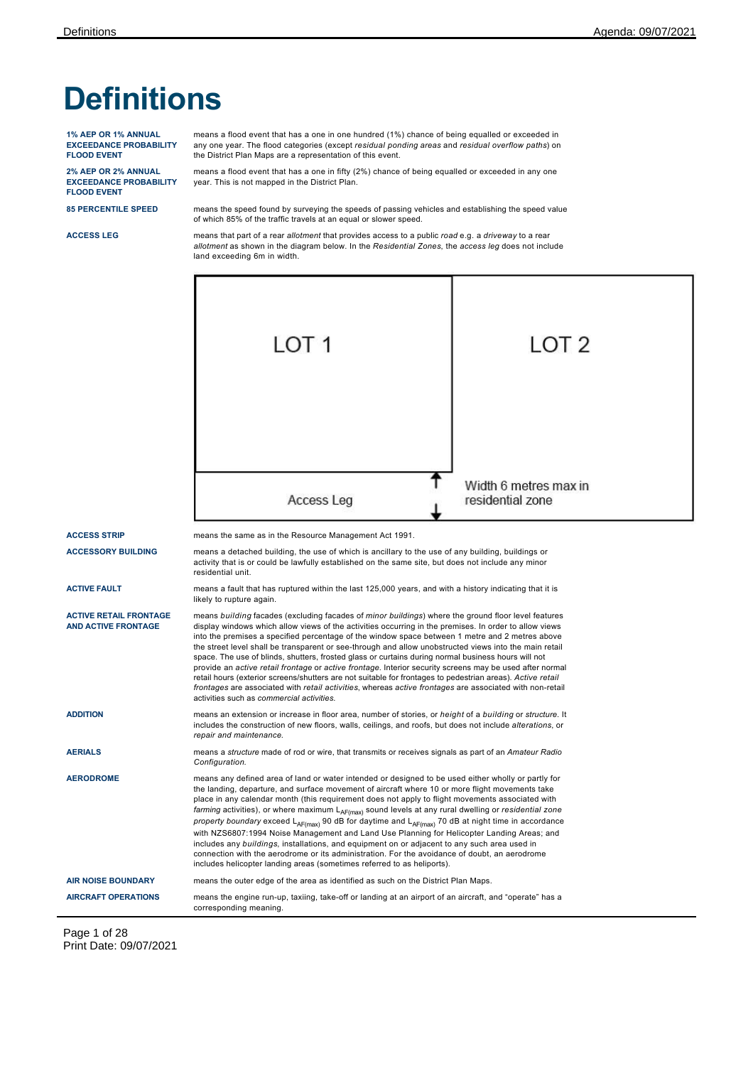# Definitions

**1% AEP OR 1% ANNUAL EXCEEDANCE PROBABILITY FLOOD EVENT**
means a flood event that has a one in one hundred (1%) chance of being equalled or exceeded in any one year. The flood categories (except *residual ponding areas* and *residual overflow paths*) on the District Plan Maps are a representation of this event.

**2% AEP OR 2% ANNUAL EXCEEDANCE PROBABILITY FLOOD EVENT**
means a flood event that has a one in fifty (2%) chance of being equalled or exceeded in any one year. This is not mapped in the District Plan.

**85 PERCENTILE SPEED**
means the speed found by surveying the speeds of passing vehicles and establishing the speed value of which 85% of the traffic travels at an equal or slower speed.

**ACCESS LEG**
means that part of a rear *allotment* that provides access to a public *road* e.g. a *driveway* to a rear *allotment* as shown in the diagram below. In the *Residential Zones*, the *access leg* does not include land exceeding 6m in width.

LOT 1 | LOT 2 | Access Leg | Width 6 metres max in residential zone

**ACCESS STRIP**
means the same as in the Resource Management Act 1991.

**ACCESSORY BUILDING**
means a detached building, the use of which is ancillary to the use of any building, buildings or activity that is or could be lawfully established on the same site, but does not include any minor residential unit.

**ACTIVE FAULT**
means a fault that has ruptured within the last 125,000 years, and with a history indicating that it is likely to rupture again.

**ACTIVE RETAIL FRONTAGE AND ACTIVE FRONTAGE**
means *building* facades (excluding facades of *minor buildings*) where the ground floor level features display windows which allow views of the activities occurring in the premises. In order to allow views into the premises a specified percentage of the window space between 1 metre and 2 metres above the street level shall be transparent or see-through and allow unobstructed views into the main retail space. The use of blinds, shutters, frosted glass or curtains during normal business hours will not provide an *active retail frontage* or *active frontage*. Interior security screens may be used after normal retail hours (exterior screens/shutters are not suitable for frontages to pedestrian areas). *Active retail frontages* are associated with *retail activities*, whereas *active frontages* are associated with non-retail activities such as *commercial activities*.

**ADDITION**
means an extension or increase in floor area, number of stories, or *height* of a *building* or *structure*. It includes the construction of new floors, walls, ceilings, and roofs, but does not include *alterations*, or *repair and maintenance*.

**AERIALS**
means a *structure* made of rod or wire, that transmits or receives signals as part of an *Amateur Radio Configuration*.

**AERODROME**
means any defined area of land or water intended or designed to be used either wholly or partly for the landing, departure, and surface movement of aircraft where 10 or more flight movements take place in any calendar month (this requirement does not apply to flight movements associated with *farming* activities), or where maximum $L_{AF(max)}$ sound levels at any rural dwelling or *residential zone property boundary* exceed $L_{AF(max)}$ 90 dB for daytime and $L_{AF(max)}$ 70 dB at night time in accordance with NZS6807:1994 Noise Management and Land Use Planning for Helicopter Landing Areas; and includes any *buildings*, installations, and equipment on or adjacent to any such area used in connection with the aerodrome or its administration. For the avoidance of doubt, an aerodrome includes helicopter landing areas (sometimes referred to as heliports).

**AIR NOISE BOUNDARY**
means the outer edge of the area as identified as such on the District Plan Maps.

**AIRCRAFT OPERATIONS**
means the engine run-up, taxiing, take-off or landing at an airport of an aircraft, and "operate" has a corresponding meaning.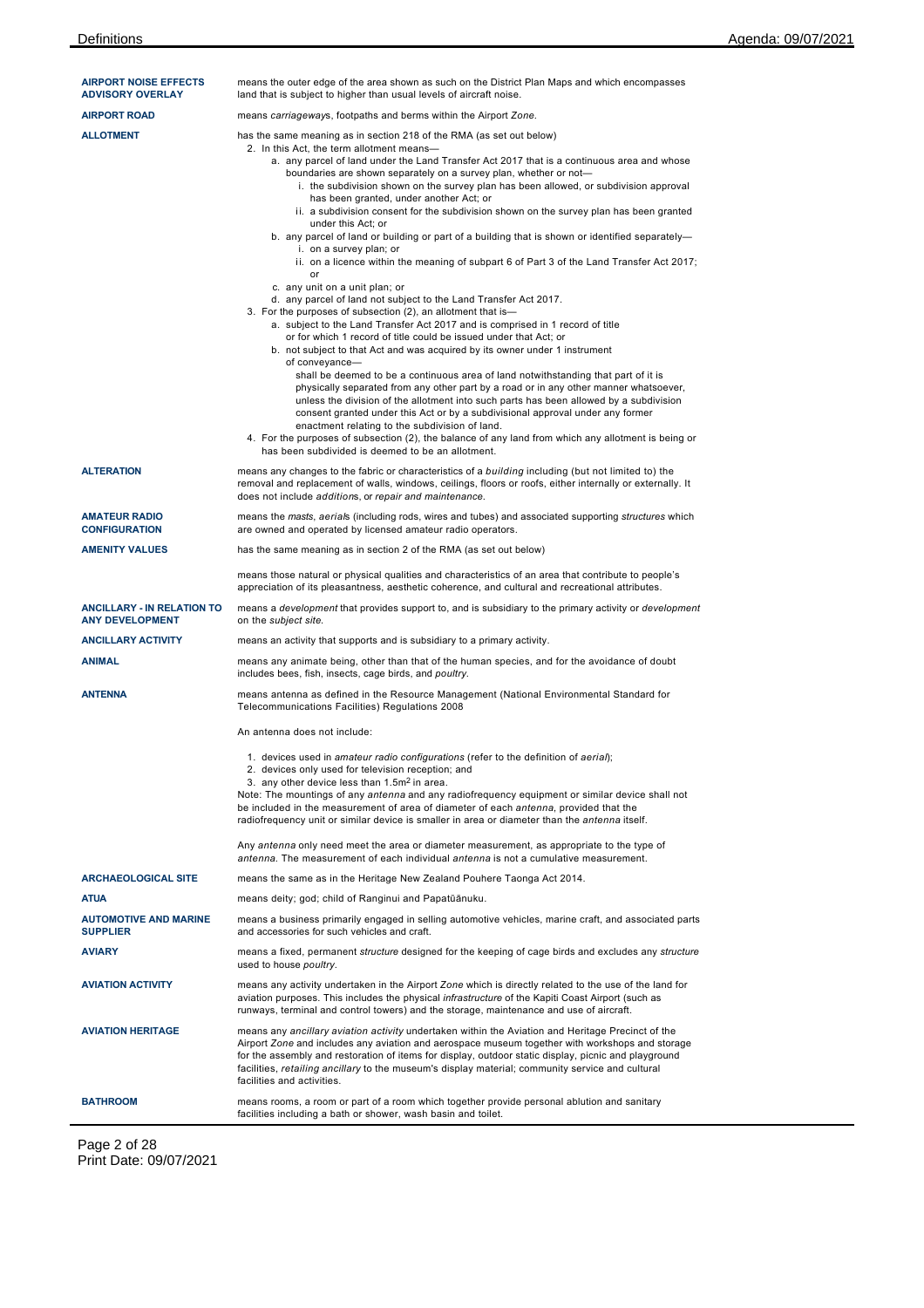| | |
|---|---|
| **AIRPORT NOISE EFFECTS ADVISORY OVERLAY** | means the outer edge of the area shown as such on the District Plan Maps and which encompasses land that is subject to higher than usual levels of aircraft noise. |
| **AIRPORT ROAD** | means *carriageways*, footpaths and berms within the Airport *Zone*. |
| **ALLOTMENT** | has the same meaning as in section 218 of the RMA (as set out below)<br>2. In this Act, the term allotment means—<br>a. any parcel of land under the Land Transfer Act 2017 that is a continuous area and whose boundaries are shown separately on a survey plan, whether or not—<br>i. the subdivision shown on the survey plan has been allowed, or subdivision approval has been granted, under another Act; or<br>ii. a subdivision consent for the subdivision shown on the survey plan has been granted under this Act; or<br>b. any parcel of land or building or part of a building that is shown or identified separately—<br>i. on a survey plan; or<br>ii. on a licence within the meaning of subpart 6 of Part 3 of the Land Transfer Act 2017; or<br>c. any unit on a unit plan; or<br>d. any parcel of land not subject to the Land Transfer Act 2017.<br>3. For the purposes of subsection (2), an allotment that is—<br>a. subject to the Land Transfer Act 2017 and is comprised in 1 record of title or for which 1 record of title could be issued under that Act; or<br>b. not subject to that Act and was acquired by its owner under 1 instrument of conveyance—<br>shall be deemed to be a continuous area of land notwithstanding that part of it is physically separated from any other part by a road or in any other manner whatsoever, unless the division of the allotment into such parts has been allowed by a subdivision consent granted under this Act or by a subdivisional approval under any former enactment relating to the subdivision of land.<br>4. For the purposes of subsection (2), the balance of any land from which any allotment is being or has been subdivided is deemed to be an allotment. |
| **ALTERATION** | means any changes to the fabric or characteristics of a *building* including (but not limited to) the removal and replacement of walls, windows, ceilings, floors or roofs, either internally or externally. It does not include *additions*, or *repair and maintenance*. |
| **AMATEUR RADIO CONFIGURATION** | means the *masts*, *aerials* (including rods, wires and tubes) and associated supporting *structures* which are owned and operated by licensed amateur radio operators. |
| **AMENITY VALUES** | has the same meaning as in section 2 of the RMA (as set out below)<br><br>means those natural or physical qualities and characteristics of an area that contribute to people's appreciation of its pleasantness, aesthetic coherence, and cultural and recreational attributes. |
| **ANCILLARY - IN RELATION TO ANY DEVELOPMENT** | means a *development* that provides support to, and is subsidiary to the primary activity or *development* on the *subject site*. |
| **ANCILLARY ACTIVITY** | means an activity that supports and is subsidiary to a primary activity. |
| **ANIMAL** | means any animate being, other than that of the human species, and for the avoidance of doubt includes bees, fish, insects, cage birds, and *poultry*. |
| **ANTENNA** | means antenna as defined in the Resource Management (National Environmental Standard for Telecommunications Facilities) Regulations 2008<br><br>An antenna does not include:<br><br>1. devices used in *amateur radio configurations* (refer to the definition of *aerial*);<br>2. devices only used for television reception; and<br>3. any other device less than 1.5m$^2$ in area.<br>Note: The mountings of any *antenna* and any radiofrequency equipment or similar device shall not be included in the measurement of area of diameter of each *antenna*, provided that the radiofrequency unit or similar device is smaller in area or diameter than the *antenna* itself.<br><br>Any *antenna* only need meet the area or diameter measurement, as appropriate to the type of *antenna*. The measurement of each individual *antenna* is not a cumulative measurement. |
| **ARCHAEOLOGICAL SITE** | means the same as in the Heritage New Zealand Pouhere Taonga Act 2014. |
| **ATUA** | means deity; god; child of Ranginui and Papatūānuku. |
| **AUTOMOTIVE AND MARINE SUPPLIER** | means a business primarily engaged in selling automotive vehicles, marine craft, and associated parts and accessories for such vehicles and craft. |
| **AVIARY** | means a fixed, permanent *structure* designed for the keeping of cage birds and excludes any *structure* used to house *poultry*. |
| **AVIATION ACTIVITY** | means any activity undertaken in the Airport *Zone* which is directly related to the use of the land for aviation purposes. This includes the physical *infrastructure* of the Kapiti Coast Airport (such as runways, terminal and control towers) and the storage, maintenance and use of aircraft. |
| **AVIATION HERITAGE** | means any *ancillary aviation activity* undertaken within the Aviation and Heritage Precinct of the Airport *Zone* and includes any aviation and aerospace museum together with workshops and storage for the assembly and restoration of items for display, outdoor static display, picnic and playground facilities, *retailing ancillary* to the museum's display material; community service and cultural facilities and activities. |
| **BATHROOM** | means rooms, a room or part of a room which together provide personal ablution and sanitary facilities including a bath or shower, wash basin and toilet. |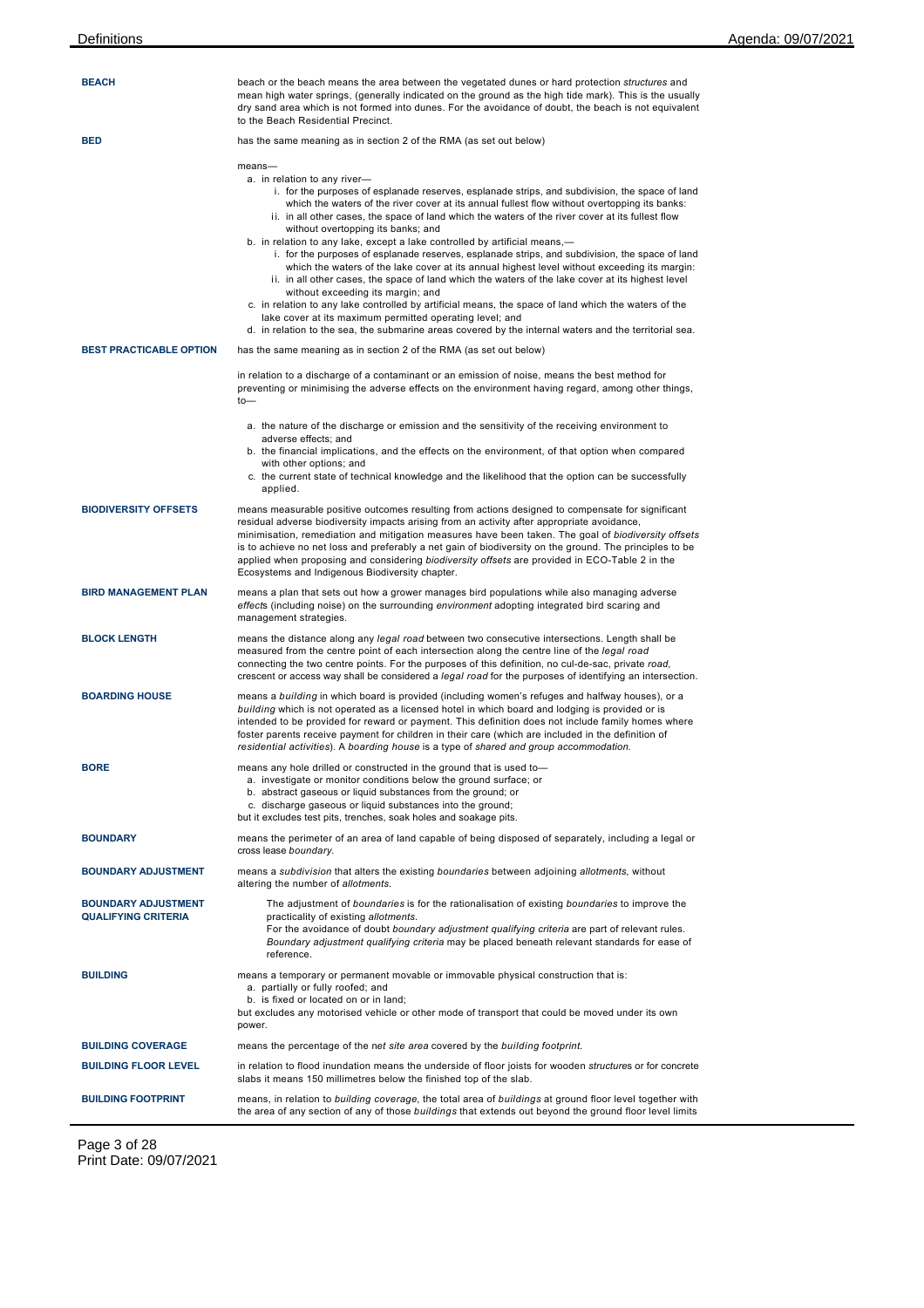**BEACH**

beach or the beach means the area between the vegetated dunes or hard protection *structures* and mean high water springs, (generally indicated on the ground as the high tide mark). This is the usually dry sand area which is not formed into dunes. For the avoidance of doubt, the beach is not equivalent to the Beach Residential Precinct.

**BED**

has the same meaning as in section 2 of the RMA (as set out below)

means—

a. in relation to any river—
   i. for the purposes of esplanade reserves, esplanade strips, and subdivision, the space of land which the waters of the river cover at its annual fullest flow without overtopping its banks:
   ii. in all other cases, the space of land which the waters of the river cover at its fullest flow without overtopping its banks; and
b. in relation to any lake, except a lake controlled by artificial means,—
   i. for the purposes of esplanade reserves, esplanade strips, and subdivision, the space of land which the waters of the lake cover at its annual highest level without exceeding its margin:
   ii. in all other cases, the space of land which the waters of the lake cover at its highest level without exceeding its margin; and
c. in relation to any lake controlled by artificial means, the space of land which the waters of the lake cover at its maximum permitted operating level; and
d. in relation to the sea, the submarine areas covered by the internal waters and the territorial sea.

**BEST PRACTICABLE OPTION**

has the same meaning as in section 2 of the RMA (as set out below)

in relation to a discharge of a contaminant or an emission of noise, means the best method for preventing or minimising the adverse effects on the environment having regard, among other things, to—

a. the nature of the discharge or emission and the sensitivity of the receiving environment to adverse effects; and
b. the financial implications, and the effects on the environment, of that option when compared with other options; and
c. the current state of technical knowledge and the likelihood that the option can be successfully applied.

**BIODIVERSITY OFFSETS**

means measurable positive outcomes resulting from actions designed to compensate for significant residual adverse biodiversity impacts arising from an activity after appropriate avoidance, minimisation, remediation and mitigation measures have been taken. The goal of *biodiversity offsets* is to achieve no net loss and preferably a net gain of biodiversity on the ground. The principles to be applied when proposing and considering *biodiversity offsets* are provided in ECO-Table 2 in the Ecosystems and Indigenous Biodiversity chapter.

**BIRD MANAGEMENT PLAN**

means a plan that sets out how a grower manages bird populations while also managing adverse *effect*s (including noise) on the surrounding *environment* adopting integrated bird scaring and management strategies.

**BLOCK LENGTH**

means the distance along any *legal road* between two consecutive intersections. Length shall be measured from the centre point of each intersection along the centre line of the *legal road* connecting the two centre points. For the purposes of this definition, no cul-de-sac, private *road*, crescent or access way shall be considered a *legal road* for the purposes of identifying an intersection.

**BOARDING HOUSE**

means a *building* in which board is provided (including women's refuges and halfway houses), or a *building* which is not operated as a licensed hotel in which board and lodging is provided or is intended to be provided for reward or payment. This definition does not include family homes where foster parents receive payment for children in their care (which are included in the definition of *residential activities*). A *boarding house* is a type of *shared and group accommodation*.

**BORE**

means any hole drilled or constructed in the ground that is used to—

a. investigate or monitor conditions below the ground surface; or
b. abstract gaseous or liquid substances from the ground; or
c. discharge gaseous or liquid substances into the ground;

but it excludes test pits, trenches, soak holes and soakage pits.

**BOUNDARY**

means the perimeter of an area of land capable of being disposed of separately, including a legal or cross lease *boundary*.

**BOUNDARY ADJUSTMENT**

means a *subdivision* that alters the existing *boundaries* between adjoining *allotments*, without altering the number of *allotments*.

**BOUNDARY ADJUSTMENT QUALIFYING CRITERIA**

The adjustment of *boundaries* is for the rationalisation of existing *boundaries* to improve the practicality of existing *allotments*.
For the avoidance of doubt *boundary adjustment qualifying criteria* are part of relevant rules. *Boundary adjustment qualifying criteria* may be placed beneath relevant standards for ease of reference.

**BUILDING**

means a temporary or permanent movable or immovable physical construction that is:

a. partially or fully roofed; and
b. is fixed or located on or in land;

but excludes any motorised vehicle or other mode of transport that could be moved under its own power.

**BUILDING COVERAGE**

means the percentage of the *net site area* covered by the *building footprint*.

**BUILDING FLOOR LEVEL**

in relation to flood inundation means the underside of floor joists for wooden *structures* or for concrete slabs it means 150 millimetres below the finished top of the slab.

**BUILDING FOOTPRINT**

means, in relation to *building coverage*, the total area of *buildings* at ground floor level together with the area of any section of any of those *buildings* that extends out beyond the ground floor level limits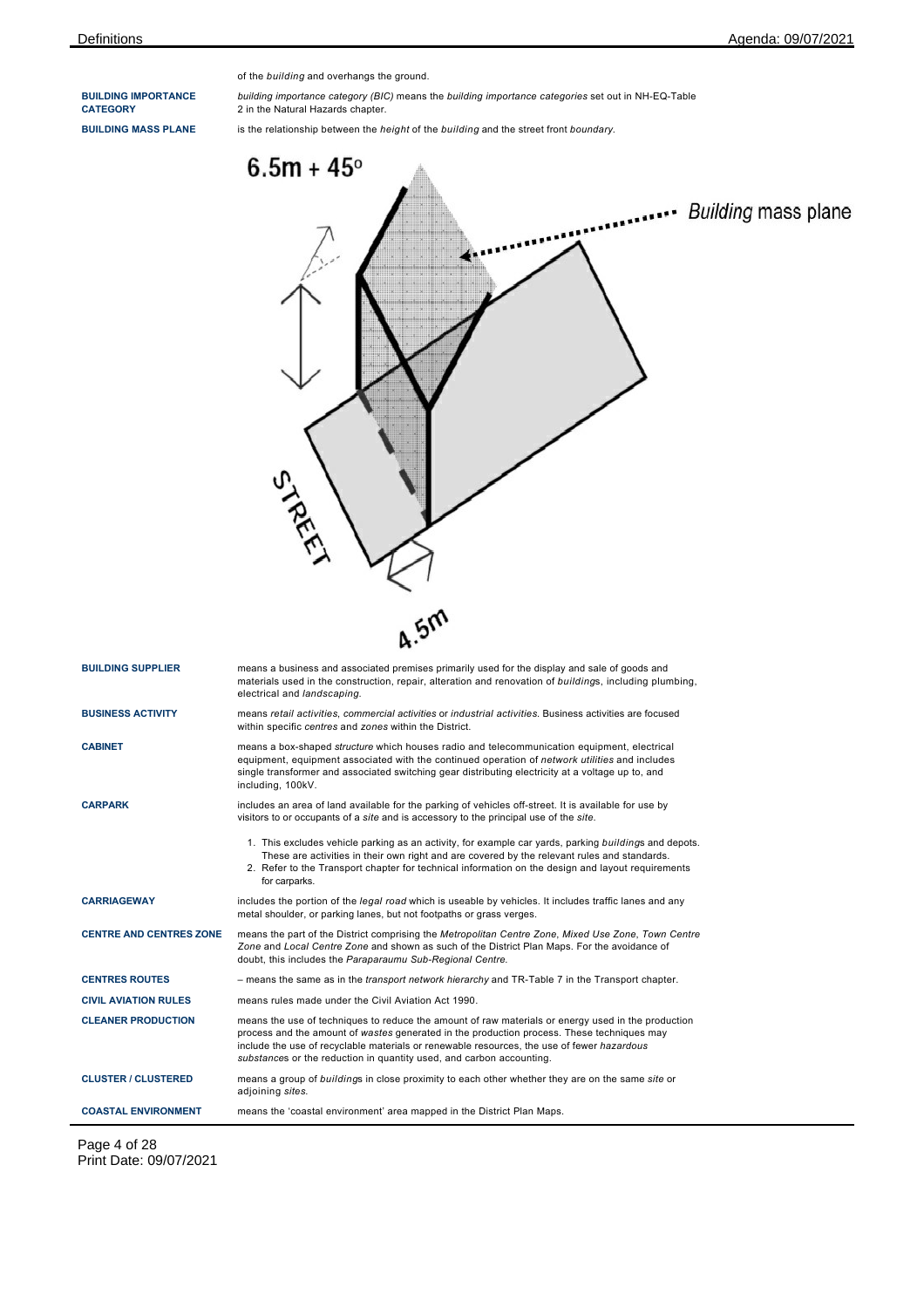of the *building* and overhangs the ground.

| | |
|---|---|
| **BUILDING IMPORTANCE CATEGORY** | *building importance category (BIC)* means the *building importance categories* set out in NH-EQ-Table 2 in the Natural Hazards chapter. |
| **BUILDING MASS PLANE** | is the relationship between the *height* of the *building* and the street front *boundary*. |

6.5m + 45°

*Building* mass plane

STREET

4.5m

| | |
|---|---|
| **BUILDING SUPPLIER** | means a business and associated premises primarily used for the display and sale of goods and materials used in the construction, repair, alteration and renovation of *buildings*, including plumbing, electrical and *landscaping*. |
| **BUSINESS ACTIVITY** | means *retail activities*, *commercial activities* or *industrial activities*. Business activities are focused within specific *centres* and *zones* within the District. |
| **CABINET** | means a box-shaped *structure* which houses radio and telecommunication equipment, electrical equipment, equipment associated with the continued operation of *network utilities* and includes single transformer and associated switching gear distributing electricity at a voltage up to, and including, 100kV. |
| **CARPARK** | includes an area of land available for the parking of vehicles off-street. It is available for use by visitors to or occupants of a *site* and is accessory to the principal use of the *site*.<br><br>1. This excludes vehicle parking as an activity, for example car yards, parking *buildings* and depots. These are activities in their own right and are covered by the relevant rules and standards.<br>2. Refer to the Transport chapter for technical information on the design and layout requirements for carparks. |
| **CARRIAGEWAY** | includes the portion of the *legal road* which is useable by vehicles. It includes traffic lanes and any metal shoulder, or parking lanes, but not footpaths or grass verges. |
| **CENTRE AND CENTRES ZONE** | means the part of the District comprising the *Metropolitan Centre Zone*, *Mixed Use Zone*, *Town Centre Zone* and *Local Centre Zone* and shown as such of the District Plan Maps. For the avoidance of doubt, this includes the *Paraparaumu Sub-Regional Centre*. |
| **CENTRES ROUTES** | – means the same as in the *transport network hierarchy* and TR-Table 7 in the Transport chapter. |
| **CIVIL AVIATION RULES** | means rules made under the Civil Aviation Act 1990. |
| **CLEANER PRODUCTION** | means the use of techniques to reduce the amount of raw materials or energy used in the production process and the amount of *wastes* generated in the production process. These techniques may include the use of recyclable materials or renewable resources, the use of fewer *hazardous substances* or the reduction in quantity used, and carbon accounting. |
| **CLUSTER / CLUSTERED** | means a group of *buildings* in close proximity to each other whether they are on the same *site* or adjoining *sites*. |
| **COASTAL ENVIRONMENT** | means the 'coastal environment' area mapped in the District Plan Maps. |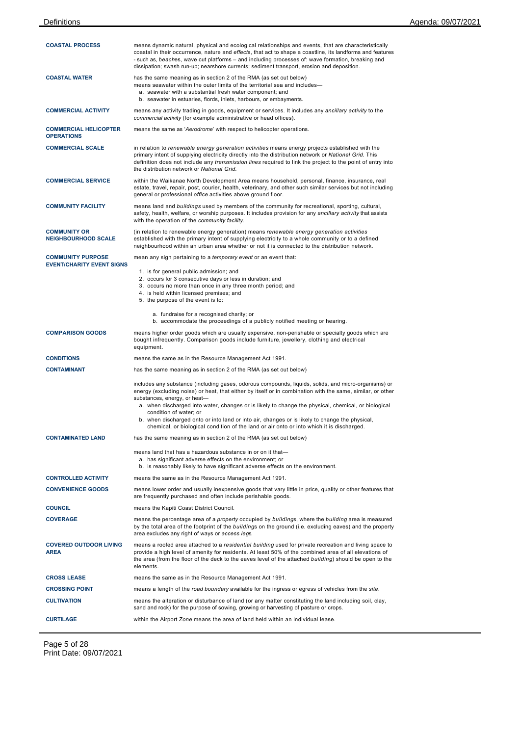**COASTAL PROCESS** means dynamic natural, physical and ecological relationships and events, that are characteristically coastal in their occurrence, nature and *effects*, that act to shape a coastline, its landforms and features - such as, *beach*es, wave cut platforms – and including processes of: wave formation, breaking and dissipation; swash run-up; nearshore currents; sediment transport, erosion and deposition.

**COASTAL WATER** has the same meaning as in section 2 of the RMA (as set out below)
means seawater within the outer limits of the territorial sea and includes—

a. seawater with a substantial fresh water component; and
b. seawater in estuaries, fiords, inlets, harbours, or embayments.

**COMMERCIAL ACTIVITY** means any activity trading in goods, equipment or services. It includes any *ancillary activity* to the *commercial activity* (for example administrative or head offices).

**COMMERCIAL HELICOPTER OPERATIONS** means the same as '*Aerodrome*' with respect to helicopter operations.

**COMMERCIAL SCALE** in relation to *renewable energy generation activities* means energy projects established with the primary intent of supplying electricity directly into the distribution network or *National Grid*. This definition does not include any *transmission lines* required to link the project to the point of entry into the distribution network or *National Grid*.

**COMMERCIAL SERVICE** within the Waikanae North Development Area means household, personal, finance, insurance, real estate, travel, repair, post, courier, health, veterinary, and other such similar services but not including general or professional *office* activities above ground floor.

**COMMUNITY FACILITY** means land and *buildings* used by members of the community for recreational, sporting, cultural, safety, health, welfare, or worship purposes. It includes provision for any *ancillary activity* that assists with the operation of the *community facility*.

**COMMUNITY OR NEIGHBOURHOOD SCALE** (in relation to renewable energy generation) means *renewable energy generation activities* established with the primary intent of supplying electricity to a whole community or to a defined neighbourhood within an urban area whether or not it is connected to the distribution network.

**COMMUNITY PURPOSE EVENT/CHARITY EVENT SIGNS** mean any sign pertaining to a *temporary event* or an event that:

1. is for general public admission; and
2. occurs for 3 consecutive days or less in duration; and
3. occurs no more than once in any three month period; and
4. is held within licensed premises; and
5. the purpose of the event is to:
   a. fundraise for a recognised charity; or
   b. accommodate the proceedings of a publicly notified meeting or hearing.

**COMPARISON GOODS** means higher order goods which are usually expensive, non-perishable or specialty goods which are bought infrequently. Comparison goods include furniture, jewellery, clothing and electrical equipment.

**CONDITIONS** means the same as in the Resource Management Act 1991.

**CONTAMINANT** has the same meaning as in section 2 of the RMA (as set out below)

includes any substance (including gases, odorous compounds, liquids, solids, and micro-organisms) or energy (excluding noise) or heat, that either by itself or in combination with the same, similar, or other substances, energy, or heat—

a. when discharged into water, changes or is likely to change the physical, chemical, or biological condition of water; or
b. when discharged onto or into land or into air, changes or is likely to change the physical, chemical, or biological condition of the land or air onto or into which it is discharged.

**CONTAMINATED LAND** has the same meaning as in section 2 of the RMA (as set out below)

means land that has a hazardous substance in or on it that—

a. has significant adverse effects on the environment; or
b. is reasonably likely to have significant adverse effects on the environment.

**CONTROLLED ACTIVITY** means the same as in the Resource Management Act 1991.

**CONVENIENCE GOODS** means lower order and usually inexpensive goods that vary little in price, quality or other features that are frequently purchased and often include perishable goods.

**COUNCIL** means the Kapiti Coast District Council.

**COVERAGE** means the percentage area of a *property* occupied by *building*s, where the *building* area is measured by the total area of the footprint of the *building*s on the ground (i.e. excluding eaves) and the property area excludes any right of ways or *access leg*s.

**COVERED OUTDOOR LIVING AREA** means a roofed area attached to a *residential building* used for private recreation and living space to provide a high level of amenity for residents. At least 50% of the combined area of all elevations of the area (from the floor of the deck to the eaves level of the attached *building*) should be open to the elements.

**CROSS LEASE** means the same as in the Resource Management Act 1991.

**CROSSING POINT** means a length of the *road boundary* available for the ingress or egress of vehicles from the *site*.

**CULTIVATION** means the alteration or disturbance of land (or any matter constituting the land including soil, clay, sand and rock) for the purpose of sowing, growing or harvesting of pasture or crops.

**CURTILAGE** within the Airport *Zone* means the area of land held within an individual lease.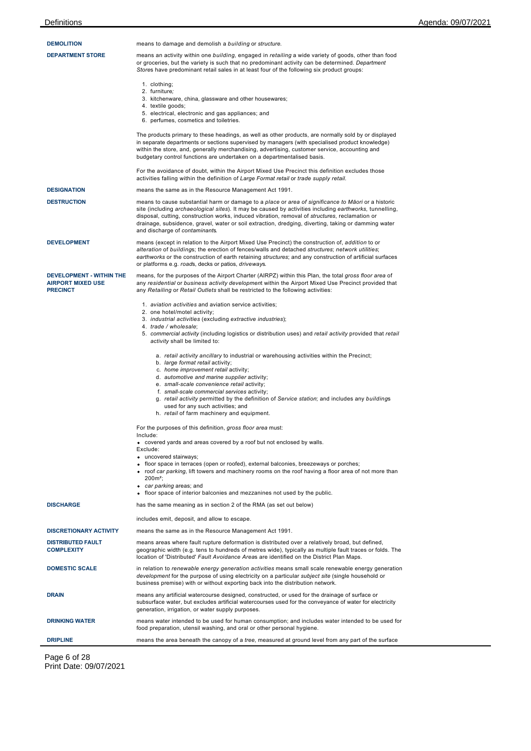**DEMOLITION** means to damage and demolish a *building* or *structure*.

**DEPARTMENT STORE** means an activity within one *building*, engaged in *retailing* a wide variety of goods, other than food or groceries, but the variety is such that no predominant activity can be determined. *Department Store*s have predominant retail sales in at least four of the following six product groups:

1. clothing;
2. furniture;
3. kitchenware, china, glassware and other housewares;
4. textile goods;
5. electrical, electronic and gas appliances; and
6. perfumes, cosmetics and toiletries.

The products primary to these headings, as well as other products, are normally sold by or displayed in separate departments or sections supervised by managers (with specialised product knowledge) within the store, and, generally merchandising, advertising, customer service, accounting and budgetary control functions are undertaken on a departmentalised basis.

For the avoidance of doubt, within the Airport Mixed Use Precinct this definition excludes those activities falling within the definition of *Large Format retail* or *trade supply retail*.

**DESIGNATION** means the same as in the Resource Management Act 1991.

**DESTRUCTION** means to cause substantial harm or damage to a *place* or *area of significance to Māori* or a historic site (including *archaeological sites*). It may be caused by activities including *earthworks*, tunnelling, disposal, cutting, construction works, induced vibration, removal of *structures*, reclamation or drainage, subsidence, gravel, water or soil extraction, dredging, diverting, taking or damming water and discharge of *contaminants*.

**DEVELOPMENT** means (except in relation to the Airport Mixed Use Precinct) the construction of, *addition* to or *alteration* of *building*s; the erection of fences/walls and detached *structures*; *network utilities*; *earthworks* or the construction of earth retaining *structures*; and any construction of artificial surfaces or platforms e.g. *road*s, decks or patios, *driveways*.

**DEVELOPMENT - WITHIN THE AIRPORT MIXED USE PRECINCT** means, for the purposes of the Airport Charter (AIRPZ) within this Plan, the total *gross floor area* of any *residential* or *business activity development* within the Airport Mixed Use Precinct provided that any *Retailing* or *Retail Outlets* shall be restricted to the following activities:

1. *aviation activities* and aviation service activities;
2. one hotel/motel activity;
3. *industrial activities* (excluding *extractive industries*);
4. *trade / wholesale*;
5. *commercial activity* (including logistics or distribution uses) and *retail activity* provided that *retail activity* shall be limited to:
   a. *retail activity ancillary* to industrial or warehousing activities within the Precinct;
   b. *large format retail* activity;
   c. *home improvement retail* activity;
   d. *automotive and marine supplier* activity;
   e. *small-scale convenience retail* activity;
   f. *small-scale commercial services* activity;
   g. *retail activity* permitted by the definition of *Service station*; and includes any *building*s used for any such activities; and
   h. *retail* of farm machinery and equipment.

For the purposes of this definition, *gross floor area* must:

Include:

- covered yards and areas covered by a roof but not enclosed by walls.

Exclude:

- uncovered stairways;
- floor space in terraces (open or roofed), external balconies, breezeways or porches;
- roof *car parking*, lift towers and machinery rooms on the roof having a floor area of not more than 200m²;
- *car parking* areas; and
- floor space of interior balconies and mezzanines not used by the public.

**DISCHARGE** has the same meaning as in section 2 of the RMA (as set out below)

includes emit, deposit, and allow to escape.

**DISCRETIONARY ACTIVITY** means the same as in the Resource Management Act 1991.

**DISTRIBUTED FAULT COMPLEXITY** means areas where fault rupture deformation is distributed over a relatively broad, but defined, geographic width (e.g. tens to hundreds of metres wide), typically as multiple fault traces or folds. The location of 'Distributed' *Fault Avoidance Area*s are identified on the District Plan Maps.

**DOMESTIC SCALE** in relation to *renewable energy generation activities* means small scale renewable energy generation *development* for the purpose of using electricity on a particular *subject site* (single household or business premise) with or without exporting back into the distribution network.

**DRAIN** means any artificial watercourse designed, constructed, or used for the drainage of surface or subsurface water, but excludes artificial watercourses used for the conveyance of water for electricity generation, irrigation, or water supply purposes.

**DRINKING WATER** means water intended to be used for human consumption; and includes water intended to be used for food preparation, utensil washing, and oral or other personal hygiene.

**DRIPLINE** means the area beneath the canopy of a *tree*, measured at ground level from any part of the surface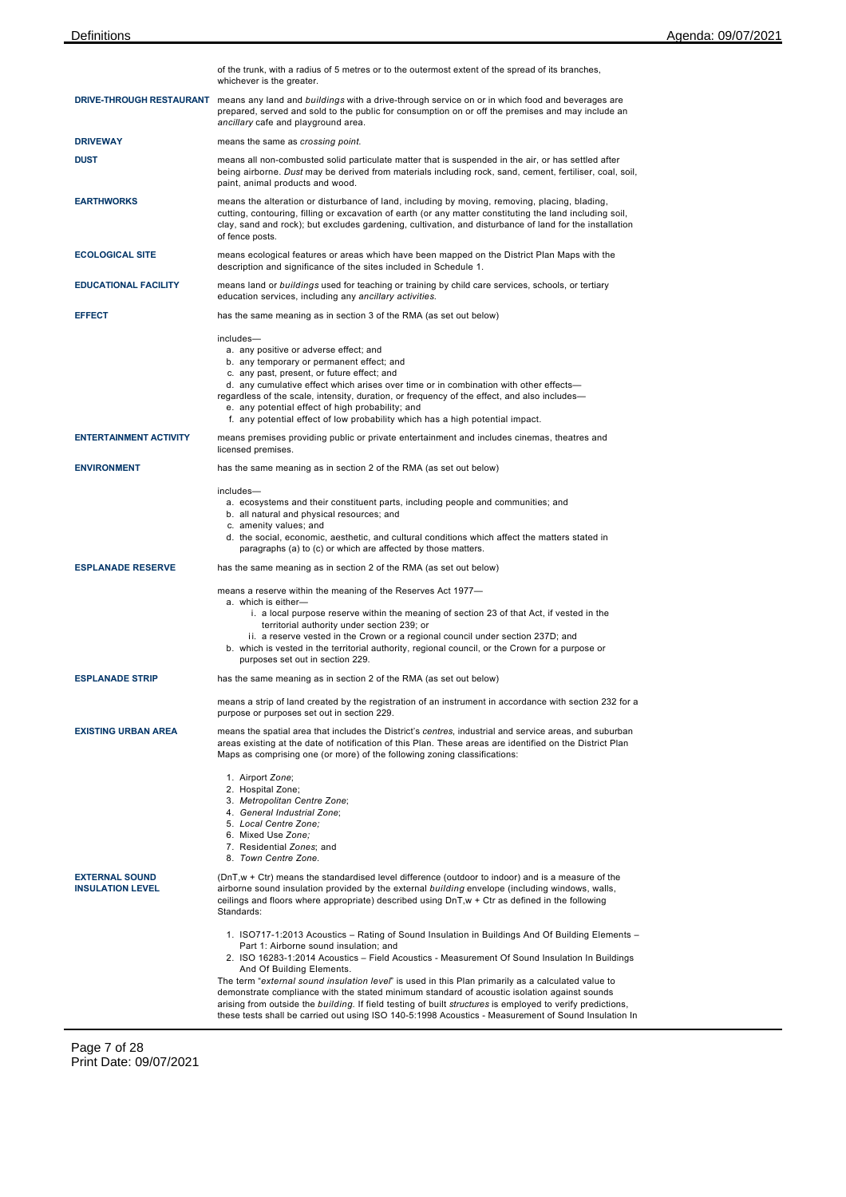of the trunk, with a radius of 5 metres or to the outermost extent of the spread of its branches, whichever is the greater.

**DRIVE-THROUGH RESTAURANT** means any land and *buildings* with a drive-through service on or in which food and beverages are prepared, served and sold to the public for consumption on or off the premises and may include an *ancillary* cafe and playground area.

**DRIVEWAY** means the same as *crossing point.*

**DUST** means all non-combusted solid particulate matter that is suspended in the air, or has settled after being airborne. *Dust* may be derived from materials including rock, sand, cement, fertiliser, coal, soil, paint, animal products and wood.

**EARTHWORKS** means the alteration or disturbance of land, including by moving, removing, placing, blading, cutting, contouring, filling or excavation of earth (or any matter constituting the land including soil, clay, sand and rock); but excludes gardening, cultivation, and disturbance of land for the installation of fence posts.

**ECOLOGICAL SITE** means ecological features or areas which have been mapped on the District Plan Maps with the description and significance of the sites included in Schedule 1.

**EDUCATIONAL FACILITY** means land or *buildings* used for teaching or training by child care services, schools, or tertiary education services, including any *ancillary activities.*

**EFFECT** has the same meaning as in section 3 of the RMA (as set out below)

includes—

a. any positive or adverse effect; and
b. any temporary or permanent effect; and
c. any past, present, or future effect; and
d. any cumulative effect which arises over time or in combination with other effects—

regardless of the scale, intensity, duration, or frequency of the effect, and also includes—

e. any potential effect of high probability; and
f. any potential effect of low probability which has a high potential impact.

**ENTERTAINMENT ACTIVITY** means premises providing public or private entertainment and includes cinemas, theatres and licensed premises.

**ENVIRONMENT** has the same meaning as in section 2 of the RMA (as set out below)

includes—

a. ecosystems and their constituent parts, including people and communities; and
b. all natural and physical resources; and
c. amenity values; and
d. the social, economic, aesthetic, and cultural conditions which affect the matters stated in paragraphs (a) to (c) or which are affected by those matters.

**ESPLANADE RESERVE** has the same meaning as in section 2 of the RMA (as set out below)

means a reserve within the meaning of the Reserves Act 1977—

a. which is either—
   i. a local purpose reserve within the meaning of section 23 of that Act, if vested in the territorial authority under section 239; or
   ii. a reserve vested in the Crown or a regional council under section 237D; and
b. which is vested in the territorial authority, regional council, or the Crown for a purpose or purposes set out in section 229.

**ESPLANADE STRIP** has the same meaning as in section 2 of the RMA (as set out below)

means a strip of land created by the registration of an instrument in accordance with section 232 for a purpose or purposes set out in section 229.

**EXISTING URBAN AREA** means the spatial area that includes the District's *centres*, industrial and service areas, and suburban areas existing at the date of notification of this Plan. These areas are identified on the District Plan Maps as comprising one (or more) of the following zoning classifications:

1. Airport *Zone*;
2. Hospital Zone;
3. *Metropolitan Centre Zone*;
4. *General Industrial Zone*;
5. *Local Centre Zone;*
6. Mixed Use *Zone;*
7. Residential *Zones*; and
8. *Town Centre Zone.*

**EXTERNAL SOUND INSULATION LEVEL** (DnT,w + Ctr) means the standardised level difference (outdoor to indoor) and is a measure of the airborne sound insulation provided by the external *building* envelope (including windows, walls, ceilings and floors where appropriate) described using DnT,w + Ctr as defined in the following Standards:

1. ISO717-1:2013 Acoustics – Rating of Sound Insulation in Buildings And Of Building Elements – Part 1: Airborne sound insulation; and
2. ISO 16283-1:2014 Acoustics – Field Acoustics - Measurement Of Sound Insulation In Buildings And Of Building Elements.

The term "*external sound insulation level*" is used in this Plan primarily as a calculated value to demonstrate compliance with the stated minimum standard of acoustic isolation against sounds arising from outside the *building.* If field testing of built *structures* is employed to verify predictions, these tests shall be carried out using ISO 140-5:1998 Acoustics - Measurement of Sound Insulation In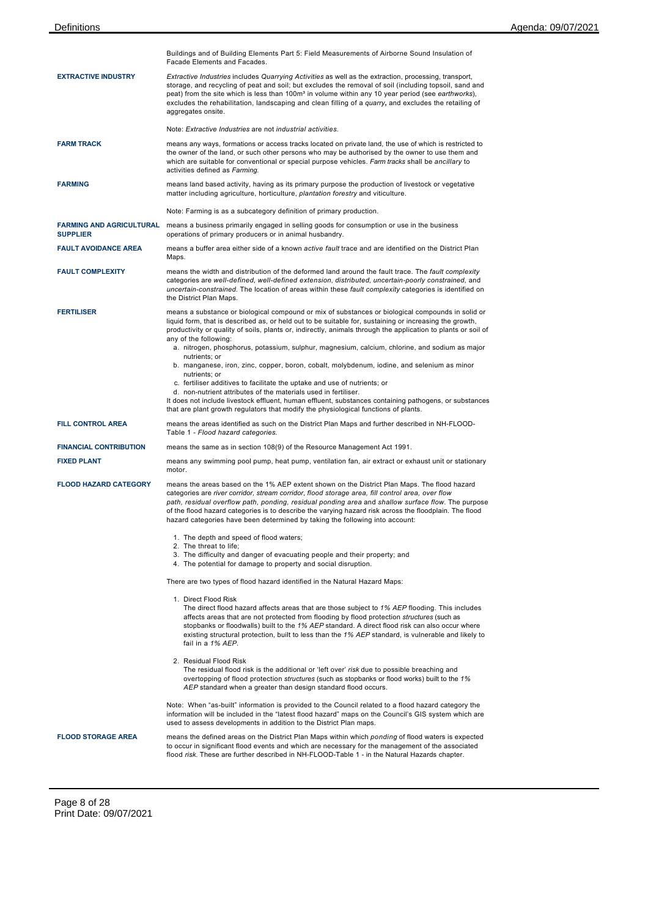Buildings and of Building Elements Part 5: Field Measurements of Airborne Sound Insulation of Facade Elements and Facades.

**EXTRACTIVE INDUSTRY**

*Extractive Industries* includes *Quarrying Activities* as well as the extraction, processing, transport, storage, and recycling of peat and soil; but excludes the removal of soil (including topsoil, sand and peat) from the site which is less than 100m³ in volume within any 10 year period (see *earthworks*), excludes the rehabilitation, landscaping and clean filling of a *quarry*, and excludes the retailing of aggregates onsite.

Note: *Extractive Industries* are not *industrial activities*.

**FARM TRACK**

means any ways, formations or access tracks located on private land, the use of which is restricted to the owner of the land, or such other persons who may be authorised by the owner to use them and which are suitable for conventional or special purpose vehicles. *Farm tracks* shall be *ancillary* to activities defined as *Farming.*

**FARMING**

means land based activity, having as its primary purpose the production of livestock or vegetative matter including agriculture, horticulture, *plantation forestry* and viticulture.

Note: Farming is as a subcategory definition of primary production.

**FARMING AND AGRICULTURAL SUPPLIER**

means a business primarily engaged in selling goods for consumption or use in the business operations of primary producers or in animal husbandry.

**FAULT AVOIDANCE AREA**

means a buffer area either side of a known *active fault* trace and are identified on the District Plan Maps.

**FAULT COMPLEXITY**

means the width and distribution of the deformed land around the fault trace. The *fault complexity* categories are *well-defined*, *well-defined extension*, *distributed*, *uncertain-poorly constrained*, and *uncertain-constrained*. The location of areas within these *fault complexity* categories is identified on the District Plan Maps.

**FERTILISER**

means a substance or biological compound or mix of substances or biological compounds in solid or liquid form, that is described as, or held out to be suitable for, sustaining or increasing the growth, productivity or quality of soils, plants or, indirectly, animals through the application to plants or soil of any of the following:

a. nitrogen, phosphorus, potassium, sulphur, magnesium, calcium, chlorine, and sodium as major nutrients; or
b. manganese, iron, zinc, copper, boron, cobalt, molybdenum, iodine, and selenium as minor nutrients; or
c. fertiliser additives to facilitate the uptake and use of nutrients; or
d. non-nutrient attributes of the materials used in fertiliser.

It does not include livestock effluent, human effluent, substances containing pathogens, or substances that are plant growth regulators that modify the physiological functions of plants.

**FILL CONTROL AREA**

means the areas identified as such on the District Plan Maps and further described in NH-FLOOD-Table 1 - *Flood hazard categories.*

**FINANCIAL CONTRIBUTION**

means the same as in section 108(9) of the Resource Management Act 1991.

**FIXED PLANT**

means any swimming pool pump, heat pump, ventilation fan, air extract or exhaust unit or stationary motor.

**FLOOD HAZARD CATEGORY**

means the areas based on the 1% AEP extent shown on the District Plan Maps. The flood hazard categories are *river corridor, stream corridor, flood storage area, fill control area, over flow path, residual overflow path, ponding, residual ponding area* and *shallow surface flow*. The purpose of the flood hazard categories is to describe the varying hazard risk across the floodplain. The flood hazard categories have been determined by taking the following into account:

1. The depth and speed of flood waters;
2. The threat to life;
3. The difficulty and danger of evacuating people and their property; and
4. The potential for damage to property and social disruption.

There are two types of flood hazard identified in the Natural Hazard Maps:

1. Direct Flood Risk
   The direct flood hazard affects areas that are those subject to *1% AEP* flooding. This includes affects areas that are not protected from flooding by flood protection *structures* (such as stopbanks or floodwalls) built to the *1% AEP* standard. A direct flood risk can also occur where existing structural protection, built to less than the *1% AEP* standard, is vulnerable and likely to fail in a *1% AEP*.

2. Residual Flood Risk
   The residual flood risk is the additional or 'left over' *risk* due to possible breaching and overtopping of flood protection *structures* (such as stopbanks or flood works) built to the *1% AEP* standard when a greater than design standard flood occurs.

Note: When "as-built" information is provided to the Council related to a flood hazard category the information will be included in the "latest flood hazard" maps on the Council's GIS system which are used to assess developments in addition to the District Plan maps.

**FLOOD STORAGE AREA**

means the defined areas on the District Plan Maps within which *ponding* of flood waters is expected to occur in significant flood events and which are necessary for the management of the associated flood *risk*. These are further described in NH-FLOOD-Table 1 - in the Natural Hazards chapter.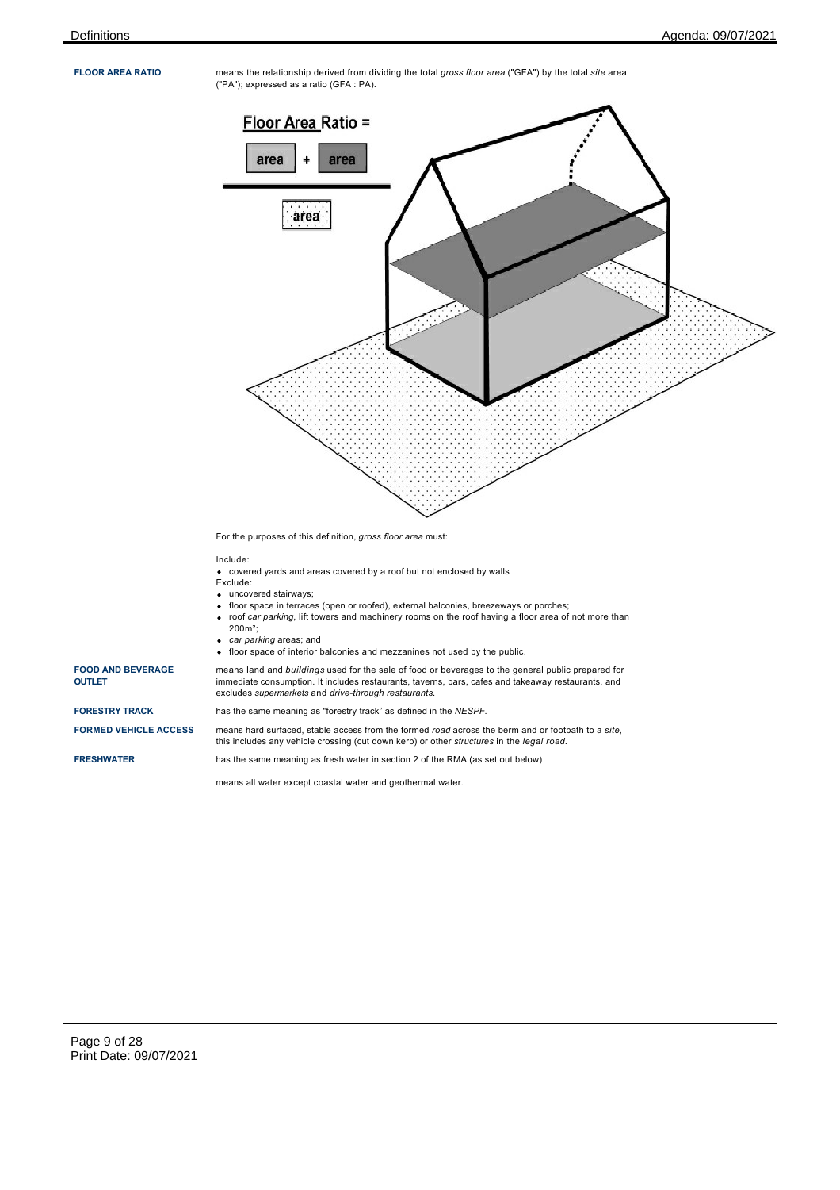**FLOOR AREA RATIO**

means the relationship derived from dividing the total *gross floor area* ("GFA") by the total *site* area ("PA"); expressed as a ratio (GFA : PA).

Floor Area Ratio =

area + area

area

For the purposes of this definition, *gross floor area* must:

Include:

- covered yards and areas covered by a roof but not enclosed by walls

Exclude:

- uncovered stairways;
- floor space in terraces (open or roofed), external balconies, breezeways or porches;
- roof *car parking*, lift towers and machinery rooms on the roof having a floor area of not more than 200m²;
- *car parking* areas; and
- floor space of interior balconies and mezzanines not used by the public.

**FOOD AND BEVERAGE OUTLET**

means land and *buildings* used for the sale of food or beverages to the general public prepared for immediate consumption. It includes restaurants, taverns, bars, cafes and takeaway restaurants, and excludes *supermarkets* and *drive-through restaurants*.

**FORESTRY TRACK**

has the same meaning as "forestry track" as defined in the *NESPF*.

**FORMED VEHICLE ACCESS**

means hard surfaced, stable access from the formed *road* across the berm and or footpath to a *site*, this includes any vehicle crossing (cut down kerb) or other *structures* in the *legal road*.

**FRESHWATER**

has the same meaning as fresh water in section 2 of the RMA (as set out below)

means all water except coastal water and geothermal water.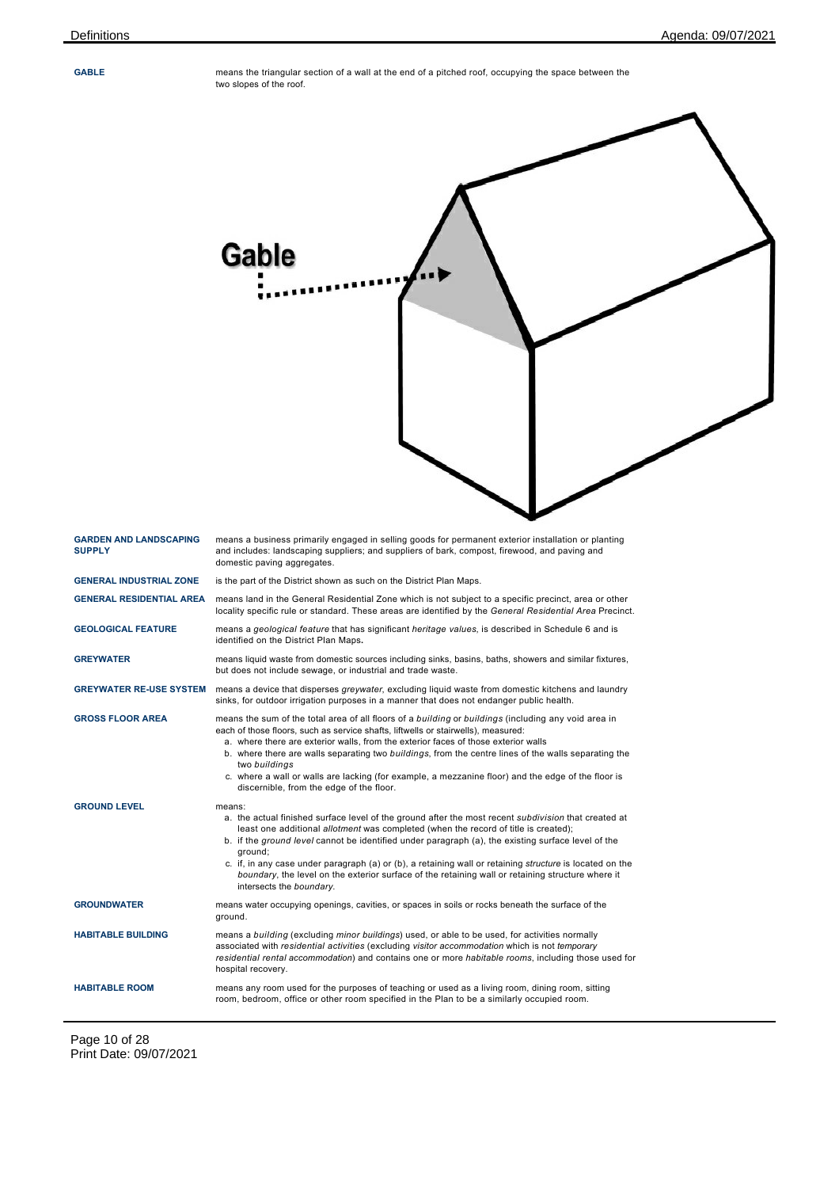**GABLE** means the triangular section of a wall at the end of a pitched roof, occupying the space between the two slopes of the roof.

**GARDEN AND LANDSCAPING SUPPLY** means a business primarily engaged in selling goods for permanent exterior installation or planting and includes: landscaping suppliers; and suppliers of bark, compost, firewood, and paving and domestic paving aggregates.

**GENERAL INDUSTRIAL ZONE** is the part of the District shown as such on the District Plan Maps.

**GENERAL RESIDENTIAL AREA** means land in the General Residential Zone which is not subject to a specific precinct, area or other locality specific rule or standard. These areas are identified by the *General Residential Area* Precinct.

**GEOLOGICAL FEATURE** means a *geological feature* that has significant *heritage values*, is described in Schedule 6 and is identified on the District Plan Maps.

**GREYWATER** means liquid waste from domestic sources including sinks, basins, baths, showers and similar fixtures, but does not include sewage, or industrial and trade waste.

**GREYWATER RE-USE SYSTEM** means a device that disperses *greywater*, excluding liquid waste from domestic kitchens and laundry sinks, for outdoor irrigation purposes in a manner that does not endanger public health.

**GROSS FLOOR AREA** means the sum of the total area of all floors of a *building* or *buildings* (including any void area in each of those floors, such as service shafts, liftwells or stairwells), measured:

a. where there are exterior walls, from the exterior faces of those exterior walls
b. where there are walls separating two *buildings*, from the centre lines of the walls separating the two *buildings*
c. where a wall or walls are lacking (for example, a mezzanine floor) and the edge of the floor is discernible, from the edge of the floor.

**GROUND LEVEL** means:

a. the actual finished surface level of the ground after the most recent *subdivision* that created at least one additional *allotment* was completed (when the record of title is created);
b. if the *ground level* cannot be identified under paragraph (a), the existing surface level of the ground;
c. if, in any case under paragraph (a) or (b), a retaining wall or retaining *structure* is located on the *boundary*, the level on the exterior surface of the retaining wall or retaining structure where it intersects the *boundary*.

**GROUNDWATER** means water occupying openings, cavities, or spaces in soils or rocks beneath the surface of the ground.

**HABITABLE BUILDING** means a *building* (excluding *minor buildings*) used, or able to be used, for activities normally associated with *residential activities* (excluding *visitor accommodation* which is not *temporary residential rental accommodation*) and contains one or more *habitable rooms*, including those used for hospital recovery.

**HABITABLE ROOM** means any room used for the purposes of teaching or used as a living room, dining room, sitting room, bedroom, office or other room specified in the Plan to be a similarly occupied room.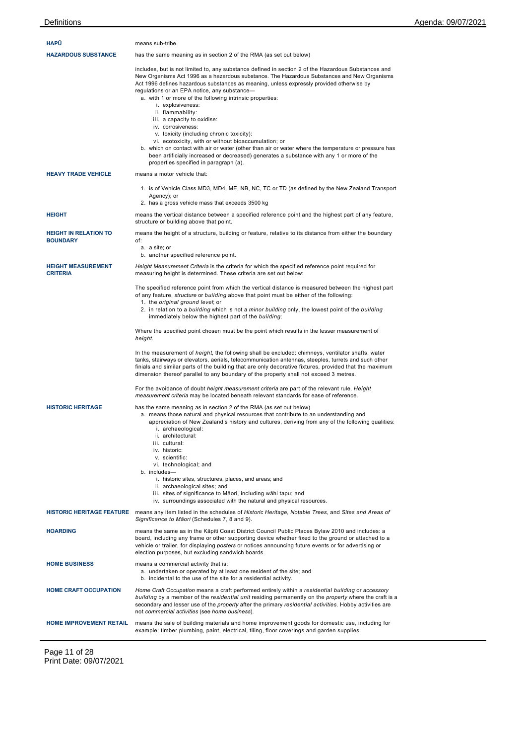| | |
|---|---|
| **HAPŪ** | means sub-tribe. |
| **HAZARDOUS SUBSTANCE** | has the same meaning as in section 2 of the RMA (as set out below)<br><br>includes, but is not limited to, any substance defined in section 2 of the Hazardous Substances and New Organisms Act 1996 as a hazardous substance. The Hazardous Substances and New Organisms Act 1996 defines hazardous substances as meaning, unless expressly provided otherwise by regulations or an EPA notice, any substance—<br>a. with 1 or more of the following intrinsic properties:<br>i. explosiveness:<br>ii. flammability:<br>iii. a capacity to oxidise:<br>iv. corrosiveness:<br>v. toxicity (including chronic toxicity):<br>vi. ecotoxicity, with or without bioaccumulation; or<br>b. which on contact with air or water (other than air or water where the temperature or pressure has been artificially increased or decreased) generates a substance with any 1 or more of the properties specified in paragraph (a). |
| **HEAVY TRADE VEHICLE** | means a motor vehicle that:<br><br>1. is of Vehicle Class MD3, MD4, ME, NB, NC, TC or TD (as defined by the New Zealand Transport Agency); or<br>2. has a gross vehicle mass that exceeds 3500 kg |
| **HEIGHT** | means the vertical distance between a specified reference point and the highest part of any feature, structure or building above that point. |
| **HEIGHT IN RELATION TO BOUNDARY** | means the height of a structure, building or feature, relative to its distance from either the boundary of:<br>a. a site; or<br>b. another specified reference point. |
| **HEIGHT MEASUREMENT CRITERIA** | *Height Measurement Criteria* is the criteria for which the specified reference point required for measuring height is determined. These criteria are set out below:<br><br>The specified reference point from which the vertical distance is measured between the highest part of any feature, *structure* or *building* above that point must be either of the following:<br>1. the *original ground level*; or<br>2. in relation to a *building* which is not a *minor building* only, the lowest point of the *building* immediately below the highest part of the *building*;<br><br>Where the specified point chosen must be the point which results in the lesser measurement of *height*.<br><br>In the measurement of *height*, the following shall be excluded: chimneys, ventilator shafts, water tanks, stairways or elevators, aerials, telecommunication antennas, steeples, turrets and such other finials and similar parts of the building that are only decorative fixtures, provided that the maximum dimension thereof parallel to any boundary of the property shall not exceed 3 metres.<br><br>For the avoidance of doubt *height measurement criteria* are part of the relevant rule. *Height measurement criteria* may be located beneath relevant standards for ease of reference. |
| **HISTORIC HERITAGE** | has the same meaning as in section 2 of the RMA (as set out below)<br>a. means those natural and physical resources that contribute to an understanding and appreciation of New Zealand's history and cultures, deriving from any of the following qualities:<br>i. archaeological:<br>ii. architectural:<br>iii. cultural:<br>iv. historic:<br>v. scientific:<br>vi. technological; and<br>b. includes—<br>i. historic sites, structures, places, and areas; and<br>ii. archaeological sites; and<br>iii. sites of significance to Māori, including wāhi tapu; and<br>iv. surroundings associated with the natural and physical resources. |
| **HISTORIC HERITAGE FEATURE** | means any item listed in the schedules of *Historic Heritage, Notable Trees,* and *Sites and Areas of Significance to Māori* (Schedules 7, 8 and 9). |
| **HOARDING** | means the same as in the Kāpiti Coast District Council Public Places Bylaw 2010 and includes: a board, including any frame or other supporting device whether fixed to the ground or attached to a vehicle or trailer, for displaying *posters* or notices announcing future events or for advertising or election purposes, but excluding sandwich boards. |
| **HOME BUSINESS** | means a commercial activity that is:<br>a. undertaken or operated by at least one resident of the site; and<br>b. incidental to the use of the site for a residential activity. |
| **HOME CRAFT OCCUPATION** | *Home Craft Occupation* means a craft performed entirely within a *residential building* or *accessory building* by a member of the *residential unit* residing permanently on the *property* where the craft is a secondary and lesser use of the *property* after the primary *residential activities*. Hobby activities are not *commercial activities* (see *home business*). |
| **HOME IMPROVEMENT RETAIL** | means the sale of building materials and home improvement goods for domestic use, including for example; timber plumbing, paint, electrical, tiling, floor coverings and garden supplies. |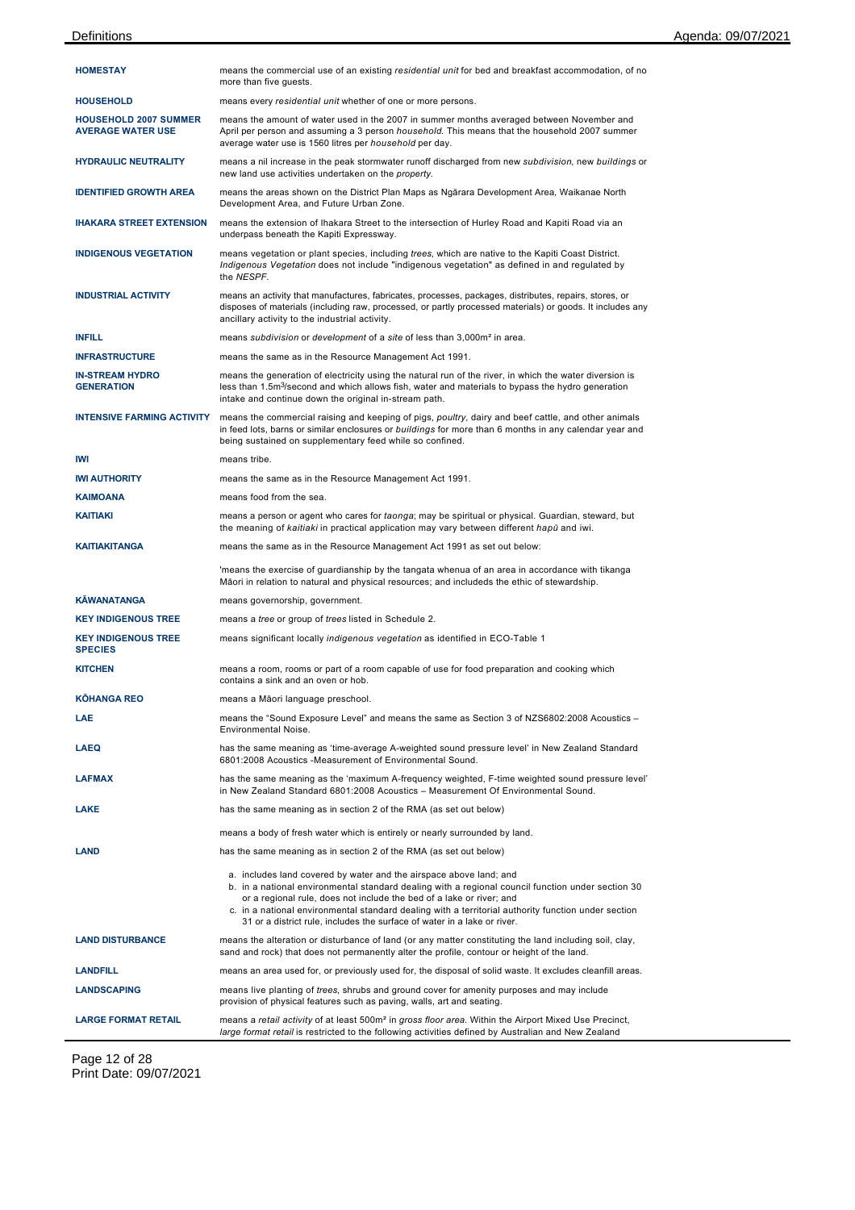| | |
|---|---|
| **HOMESTAY** | means the commercial use of an existing *residential unit* for bed and breakfast accommodation, of no more than five guests. |
| **HOUSEHOLD** | means every *residential unit* whether of one or more persons. |
| **HOUSEHOLD 2007 SUMMER AVERAGE WATER USE** | means the amount of water used in the 2007 in summer months averaged between November and April per person and assuming a 3 person *household*. This means that the household 2007 summer average water use is 1560 litres per *household* per day. |
| **HYDRAULIC NEUTRALITY** | means a nil increase in the peak stormwater runoff discharged from new *subdivision*, new *buildings* or new land use activities undertaken on the *property*. |
| **IDENTIFIED GROWTH AREA** | means the areas shown on the District Plan Maps as Ngārara Development Area, Waikanae North Development Area, and Future Urban Zone. |
| **IHAKARA STREET EXTENSION** | means the extension of Ihakara Street to the intersection of Hurley Road and Kapiti Road via an underpass beneath the Kapiti Expressway. |
| **INDIGENOUS VEGETATION** | means vegetation or plant species, including *trees*, which are native to the Kapiti Coast District. *Indigenous Vegetation* does not include "indigenous vegetation" as defined in and regulated by the *NESPF*. |
| **INDUSTRIAL ACTIVITY** | means an activity that manufactures, fabricates, processes, packages, distributes, repairs, stores, or disposes of materials (including raw, processed, or partly processed materials) or goods. It includes any ancillary activity to the industrial activity. |
| **INFILL** | means *subdivision* or *development* of a *site* of less than 3,000m² in area. |
| **INFRASTRUCTURE** | means the same as in the Resource Management Act 1991. |
| **IN-STREAM HYDRO GENERATION** | means the generation of electricity using the natural run of the river, in which the water diversion is less than 1.5m³/second and which allows fish, water and materials to bypass the hydro generation intake and continue down the original in-stream path. |
| **INTENSIVE FARMING ACTIVITY** | means the commercial raising and keeping of pigs, *poultry*, dairy and beef cattle, and other animals in feed lots, barns or similar enclosures or *buildings* for more than 6 months in any calendar year and being sustained on supplementary feed while so confined. |
| **IWI** | means tribe. |
| **IWI AUTHORITY** | means the same as in the Resource Management Act 1991. |
| **KAIMOANA** | means food from the sea. |
| **KAITIAKI** | means a person or agent who cares for *taonga*; may be spiritual or physical. Guardian, steward, but the meaning of *kaitiaki* in practical application may vary between different *hapū* and iwi. |
| **KAITIAKITANGA** | means the same as in the Resource Management Act 1991 as set out below:<br><br>'means the exercise of guardianship by the tangata whenua of an area in accordance with tikanga Māori in relation to natural and physical resources; and includeds the ethic of stewardship. |
| **KĀWANATANGA** | means governorship, government. |
| **KEY INDIGENOUS TREE** | means a *tree* or group of *trees* listed in Schedule 2. |
| **KEY INDIGENOUS TREE SPECIES** | means significant locally *indigenous vegetation* as identified in ECO-Table 1 |
| **KITCHEN** | means a room, rooms or part of a room capable of use for food preparation and cooking which contains a sink and an oven or hob. |
| **KŌHANGA REO** | means a Māori language preschool. |
| **LAE** | means the "Sound Exposure Level" and means the same as Section 3 of NZS6802:2008 Acoustics – Environmental Noise. |
| **LAEQ** | has the same meaning as 'time-average A-weighted sound pressure level' in New Zealand Standard 6801:2008 Acoustics -Measurement of Environmental Sound. |
| **LAFMAX** | has the same meaning as the 'maximum A-frequency weighted, F-time weighted sound pressure level' in New Zealand Standard 6801:2008 Acoustics – Measurement Of Environmental Sound. |
| **LAKE** | has the same meaning as in section 2 of the RMA (as set out below)<br><br>means a body of fresh water which is entirely or nearly surrounded by land. |
| **LAND** | has the same meaning as in section 2 of the RMA (as set out below)<br><br>a. includes land covered by water and the airspace above land; and<br>b. in a national environmental standard dealing with a regional council function under section 30 or a regional rule, does not include the bed of a lake or river; and<br>c. in a national environmental standard dealing with a territorial authority function under section 31 or a district rule, includes the surface of water in a lake or river. |
| **LAND DISTURBANCE** | means the alteration or disturbance of land (or any matter constituting the land including soil, clay, sand and rock) that does not permanently alter the profile, contour or height of the land. |
| **LANDFILL** | means an area used for, or previously used for, the disposal of solid waste. It excludes cleanfill areas. |
| **LANDSCAPING** | means live planting of *trees*, shrubs and ground cover for amenity purposes and may include provision of physical features such as paving, walls, art and seating. |
| **LARGE FORMAT RETAIL** | means a *retail activity* of at least 500m² in *gross floor area*. Within the Airport Mixed Use Precinct, *large format retail* is restricted to the following activities defined by Australian and New Zealand |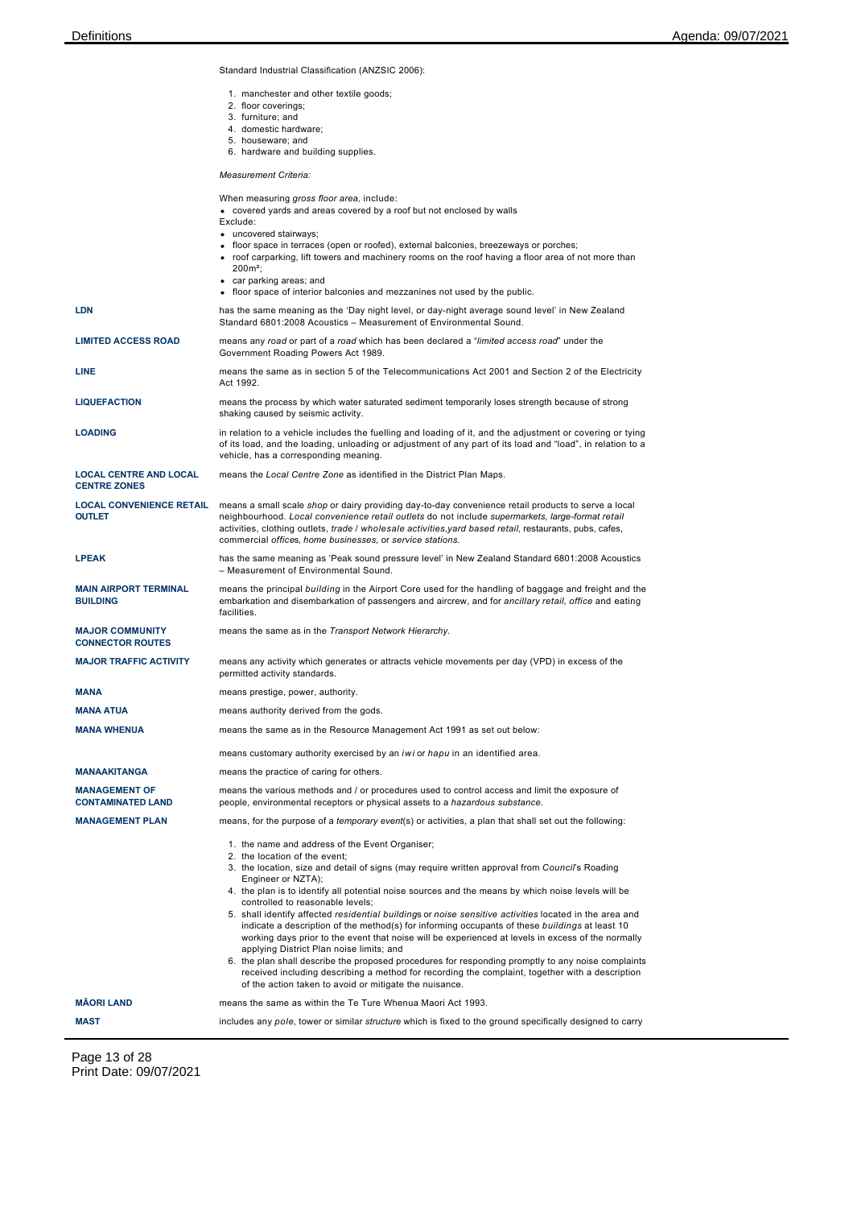Standard Industrial Classification (ANZSIC 2006):

1. manchester and other textile goods;
2. floor coverings;
3. furniture; and
4. domestic hardware;
5. houseware; and
6. hardware and building supplies.

*Measurement Criteria:*

When measuring *gross floor area*, include:

- covered yards and areas covered by a roof but not enclosed by walls

Exclude:

- uncovered stairways;
- floor space in terraces (open or roofed), external balconies, breezeways or porches;
- roof carparking, lift towers and machinery rooms on the roof having a floor area of not more than 200m²;
- car parking areas; and
- floor space of interior balconies and mezzanines not used by the public.

| | |
|---|---|
| **LDN** | has the same meaning as the 'Day night level, or day-night average sound level' in New Zealand Standard 6801:2008 Acoustics – Measurement of Environmental Sound. |
| **LIMITED ACCESS ROAD** | means any *road* or part of a *road* which has been declared a "*limited access road*" under the Government Roading Powers Act 1989. |
| **LINE** | means the same as in section 5 of the Telecommunications Act 2001 and Section 2 of the Electricity Act 1992. |
| **LIQUEFACTION** | means the process by which water saturated sediment temporarily loses strength because of strong shaking caused by seismic activity. |
| **LOADING** | in relation to a vehicle includes the fuelling and loading of it, and the adjustment or covering or tying of its load, and the loading, unloading or adjustment of any part of its load and "load", in relation to a vehicle, has a corresponding meaning. |
| **LOCAL CENTRE AND LOCAL CENTRE ZONES** | means the *Local Centre Zone* as identified in the District Plan Maps. |
| **LOCAL CONVENIENCE RETAIL OUTLET** | means a small scale *shop* or dairy providing day-to-day convenience retail products to serve a local neighbourhood. *Local convenience retail outlets* do not include *supermarkets*, *large-format retail* activities, clothing outlets, *trade / wholesale activities*,*yard based retail*, restaurants, pubs, cafes, commercial *offices*, *home businesses*, or *service stations*. |
| **LPEAK** | has the same meaning as 'Peak sound pressure level' in New Zealand Standard 6801:2008 Acoustics – Measurement of Environmental Sound. |
| **MAIN AIRPORT TERMINAL BUILDING** | means the principal *building* in the Airport Core used for the handling of baggage and freight and the embarkation and disembarkation of passengers and aircrew, and for *ancillary retail*, *office* and eating facilities. |
| **MAJOR COMMUNITY CONNECTOR ROUTES** | means the same as in the *Transport Network Hierarchy*. |
| **MAJOR TRAFFIC ACTIVITY** | means any activity which generates or attracts vehicle movements per day (VPD) in excess of the permitted activity standards. |
| **MANA** | means prestige, power, authority. |
| **MANA ATUA** | means authority derived from the gods. |
| **MANA WHENUA** | means the same as in the Resource Management Act 1991 as set out below:<br><br>means customary authority exercised by an *iwi* or *hapu* in an identified area. |
| **MANAAKITANGA** | means the practice of caring for others. |
| **MANAGEMENT OF CONTAMINATED LAND** | means the various methods and / or procedures used to control access and limit the exposure of people, environmental receptors or physical assets to a *hazardous substance*. |
| **MANAGEMENT PLAN** | means, for the purpose of a *temporary event*(s) or activities, a plan that shall set out the following:<br><br>1. the name and address of the Event Organiser;<br>2. the location of the event;<br>3. the location, size and detail of signs (may require written approval from *Council*'s Roading Engineer or NZTA);<br>4. the plan is to identify all potential noise sources and the means by which noise levels will be controlled to reasonable levels;<br>5. shall identify affected *residential buildings* or *noise sensitive activities* located in the area and indicate a description of the method(s) for informing occupants of these *buildings* at least 10 working days prior to the event that noise will be experienced at levels in excess of the normally applying District Plan noise limits; and<br>6. the plan shall describe the proposed procedures for responding promptly to any noise complaints received including describing a method for recording the complaint, together with a description of the action taken to avoid or mitigate the nuisance. |
| **MĀORI LAND** | means the same as within the Te Ture Whenua Maori Act 1993. |
| **MAST** | includes any *pole*, tower or similar *structure* which is fixed to the ground specifically designed to carry |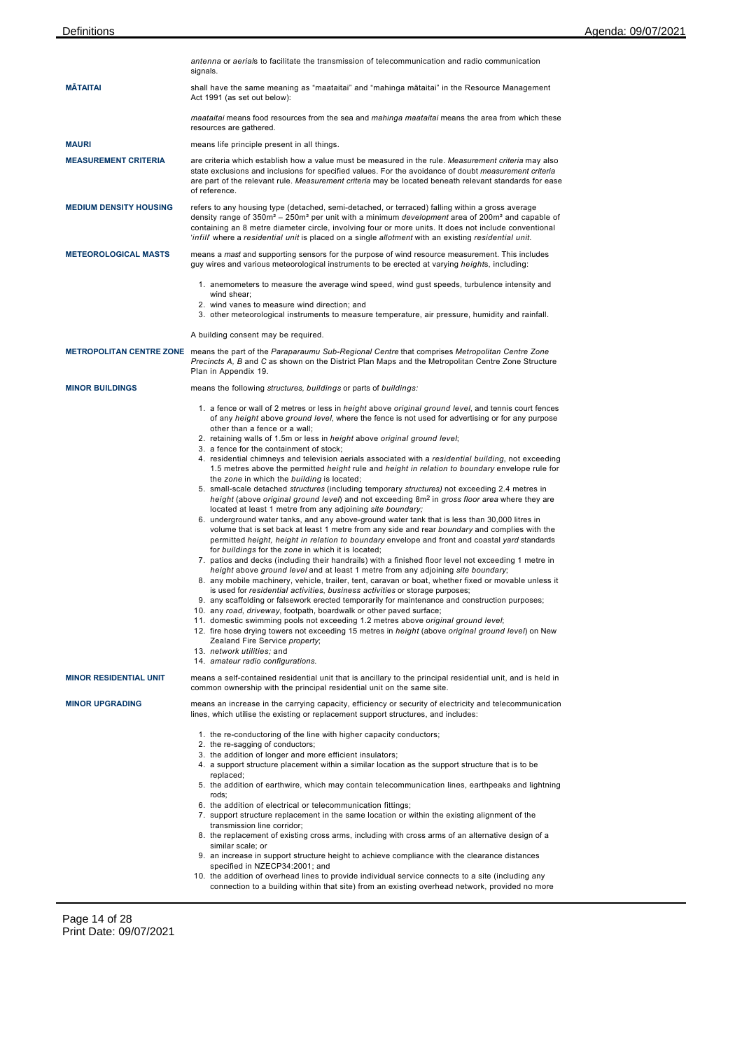*antenna* or *aerial*s to facilitate the transmission of telecommunication and radio communication signals.

**MĀTAITAI**

shall have the same meaning as "maataitai" and "mahinga mātaitai" in the Resource Management Act 1991 (as set out below):

*maataitai* means food resources from the sea and *mahinga maataitai* means the area from which these resources are gathered.

**MAURI**

means life principle present in all things.

**MEASUREMENT CRITERIA**

are criteria which establish how a value must be measured in the rule. *Measurement criteria* may also state exclusions and inclusions for specified values. For the avoidance of doubt *measurement criteria* are part of the relevant rule. *Measurement criteria* may be located beneath relevant standards for ease of reference.

**MEDIUM DENSITY HOUSING**

refers to any housing type (detached, semi-detached, or terraced) falling within a gross average density range of 350m² – 250m² per unit with a minimum *development* area of 200m² and capable of containing an 8 metre diameter circle, involving four or more units. It does not include conventional '*infill*' where a *residential unit* is placed on a single *allotment* with an existing *residential unit*.

**METEOROLOGICAL MASTS**

means a *mast* and supporting sensors for the purpose of wind resource measurement. This includes guy wires and various meteorological instruments to be erected at varying *height*s, including:

1. anemometers to measure the average wind speed, wind gust speeds, turbulence intensity and wind shear;
2. wind vanes to measure wind direction; and
3. other meteorological instruments to measure temperature, air pressure, humidity and rainfall.

A building consent may be required.

**METROPOLITAN CENTRE ZONE**

means the part of the *Paraparaumu Sub-Regional Centre* that comprises *Metropolitan Centre Zone Precincts A, B* and *C* as shown on the District Plan Maps and the Metropolitan Centre Zone Structure Plan in Appendix 19.

**MINOR BUILDINGS**

means the following *structures, buildings* or parts of *buildings:*

1. a fence or wall of 2 metres or less in *height* above *original ground level*, and tennis court fences of any *height* above *ground level*, where the fence is not used for advertising or for any purpose other than a fence or a wall;
2. retaining walls of 1.5m or less in *height* above *original ground level*;
3. a fence for the containment of stock;
4. residential chimneys and television aerials associated with a *residential building*, not exceeding 1.5 metres above the permitted *height* rule and *height in relation to boundary* envelope rule for the *zone* in which the *building* is located;
5. small-scale detached *structures* (including temporary *structures)* not exceeding 2.4 metres in *height* (above *original ground level*) and not exceeding 8m² in *gross floor area* where they are located at least 1 metre from any adjoining *site boundary;*
6. underground water tanks, and any above-ground water tank that is less than 30,000 litres in volume that is set back at least 1 metre from any side and rear *boundary* and complies with the permitted *height, height in relation to boundary* envelope and front and coastal *yard* standards for *buildings* for the *zone* in which it is located;
7. patios and decks (including their handrails) with a finished floor level not exceeding 1 metre in *height* above *ground level* and at least 1 metre from any adjoining *site boundary*;
8. any mobile machinery, vehicle, trailer, tent, caravan or boat, whether fixed or movable unless it is used for *residential activities, business activities* or storage purposes;
9. any scaffolding or falsework erected temporarily for maintenance and construction purposes;
10. any *road, driveway*, footpath, boardwalk or other paved surface;
11. domestic swimming pools not exceeding 1.2 metres above *original ground level*;
12. fire hose drying towers not exceeding 15 metres in *height* (above *original ground level*) on New Zealand Fire Service *property*;
13. *network utilities;* and
14. *amateur radio configurations.*

**MINOR RESIDENTIAL UNIT**

means a self-contained residential unit that is ancillary to the principal residential unit, and is held in common ownership with the principal residential unit on the same site.

**MINOR UPGRADING**

means an increase in the carrying capacity, efficiency or security of electricity and telecommunication lines, which utilise the existing or replacement support structures, and includes:

1. the re-conducting of the line with higher capacity conductors;
2. the re-sagging of conductors;
3. the addition of longer and more efficient insulators;
4. a support structure placement within a similar location as the support structure that is to be replaced;
5. the addition of earthwire, which may contain telecommunication lines, earthpeaks and lightning rods;
6. the addition of electrical or telecommunication fittings;
7. support structure replacement in the same location or within the existing alignment of the transmission line corridor;
8. the replacement of existing cross arms, including with cross arms of an alternative design of a similar scale; or
9. an increase in support structure height to achieve compliance with the clearance distances specified in NZECP34:2001; and
10. the addition of overhead lines to provide individual service connects to a site (including any connection to a building within that site) from an existing overhead network, provided no more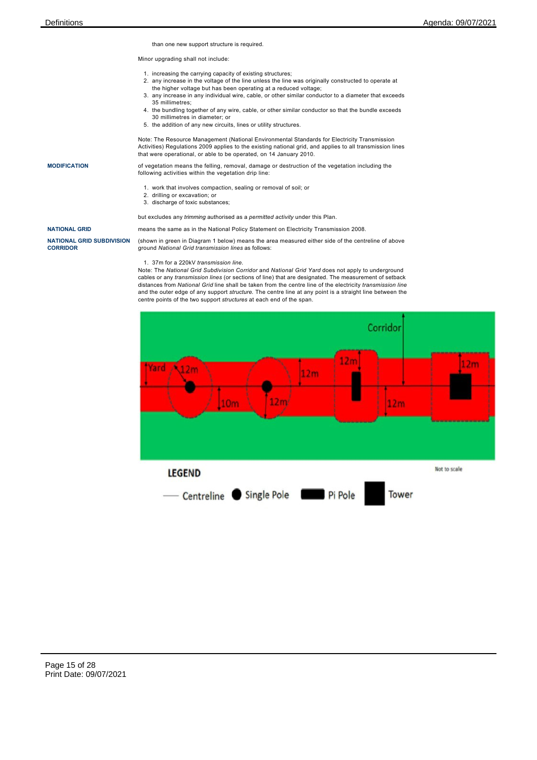than one new support structure is required.

Minor upgrading shall not include:

1. increasing the carrying capacity of existing structures;
2. any increase in the voltage of the line unless the line was originally constructed to operate at the higher voltage but has been operating at a reduced voltage;
3. any increase in any individual wire, cable, or other similar conductor to a diameter that exceeds 35 millimetres;
4. the bundling together of any wire, cable, or other similar conductor so that the bundle exceeds 30 millimetres in diameter; or
5. the addition of any new circuits, lines or utility structures.

Note: The Resource Management (National Environmental Standards for Electricity Transmission Activities) Regulations 2009 applies to the existing national grid, and applies to all transmission lines that were operational, or able to be operated, on 14 January 2010.

**MODIFICATION**

of vegetation means the felling, removal, damage or destruction of the vegetation including the following activities within the vegetation drip line:

1. work that involves compaction, sealing or removal of soil; or
2. drilling or excavation; or
3. discharge of toxic substances;

but excludes any *trimming* authorised as a *permitted activity* under this Plan.

**NATIONAL GRID**

means the same as in the National Policy Statement on Electricity Transmission 2008.

**NATIONAL GRID SUBDIVISION CORRIDOR**

(shown in green in Diagram 1 below) means the area measured either side of the centreline of above ground *National Grid transmission lines* as follows:

1. 37m for a 220kV *transmission line*.

Note: The *National Grid Subdivision Corridor* and *National Grid Yard* does not apply to underground cables or any *transmission lines* (or sections of line) that are designated. The measurement of setback distances from *National Grid* line shall be taken from the centre line of the electricity *transmission line* and the outer edge of any support *structure*. The centre line at any point is a straight line between the centre points of the two support *structures* at each end of the span.

Corridor

Yard 12m 10m 12m 12m 12m 12m 12m

Not to scale

LEGEND

Centreline Single Pole Pi Pole Tower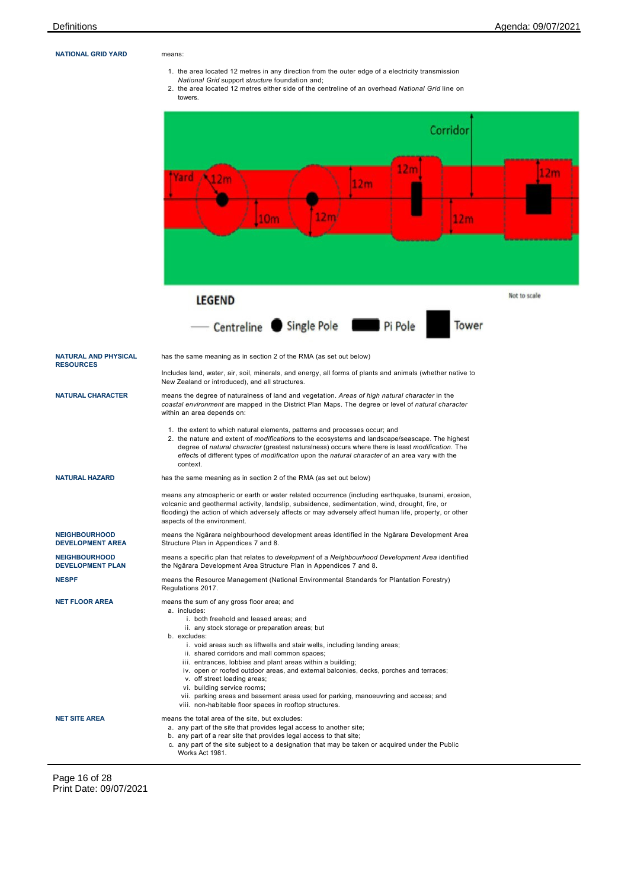**NATIONAL GRID YARD**

means:

1. the area located 12 metres in any direction from the outer edge of a electricity transmission *National Grid* support *structure* foundation and;
2. the area located 12 metres either side of the centreline of an overhead *National Grid* line on towers.

Not to scale

**LEGEND**

Centreline · Single Pole · Pi Pole · Tower

**NATURAL AND PHYSICAL RESOURCES**

has the same meaning as in section 2 of the RMA (as set out below)

Includes land, water, air, soil, minerals, and energy, all forms of plants and animals (whether native to New Zealand or introduced), and all structures.

**NATURAL CHARACTER**

means the degree of naturalness of land and vegetation. *Areas of high natural character* in the *coastal environment* are mapped in the District Plan Maps. The degree or level of *natural character* within an area depends on:

1. the extent to which natural elements, patterns and processes occur; and
2. the nature and extent of *modification*s to the ecosystems and landscape/seascape. The highest degree of *natural character* (greatest naturalness) occurs where there is least *modification*. The *effects* of different types of *modification* upon the *natural character* of an area vary with the context.

**NATURAL HAZARD**

has the same meaning as in section 2 of the RMA (as set out below)

means any atmospheric or earth or water related occurrence (including earthquake, tsunami, erosion, volcanic and geothermal activity, landslip, subsidence, sedimentation, wind, drought, fire, or flooding) the action of which adversely affects or may adversely affect human life, property, or other aspects of the environment.

**NEIGHBOURHOOD DEVELOPMENT AREA**

means the Ngārara neighbourhood development areas identified in the Ngārara Development Area Structure Plan in Appendices 7 and 8.

**NEIGHBOURHOOD DEVELOPMENT PLAN**

means a specific plan that relates to *development* of a *Neighbourhood Development Area* identified the Ngārara Development Area Structure Plan in Appendices 7 and 8.

**NESPF**

means the Resource Management (National Environmental Standards for Plantation Forestry) Regulations 2017.

**NET FLOOR AREA**

means the sum of any gross floor area; and

a. includes:
   i. both freehold and leased areas; and
   ii. any stock storage or preparation areas; but
b. excludes:
   i. void areas such as liftwells and stair wells, including landing areas;
   ii. shared corridors and mall common spaces;
   iii. entrances, lobbies and plant areas within a building;
   iv. open or roofed outdoor areas, and external balconies, decks, porches and terraces;
   v. off street loading areas;
   vi. building service rooms;
   vii. parking areas and basement areas used for parking, manoeuvring and access; and
   viii. non-habitable floor spaces in rooftop structures.

**NET SITE AREA**

means the total area of the site, but excludes:

a. any part of the site that provides legal access to another site;
b. any part of a rear site that provides legal access to that site;
c. any part of the site subject to a designation that may be taken or acquired under the Public Works Act 1981.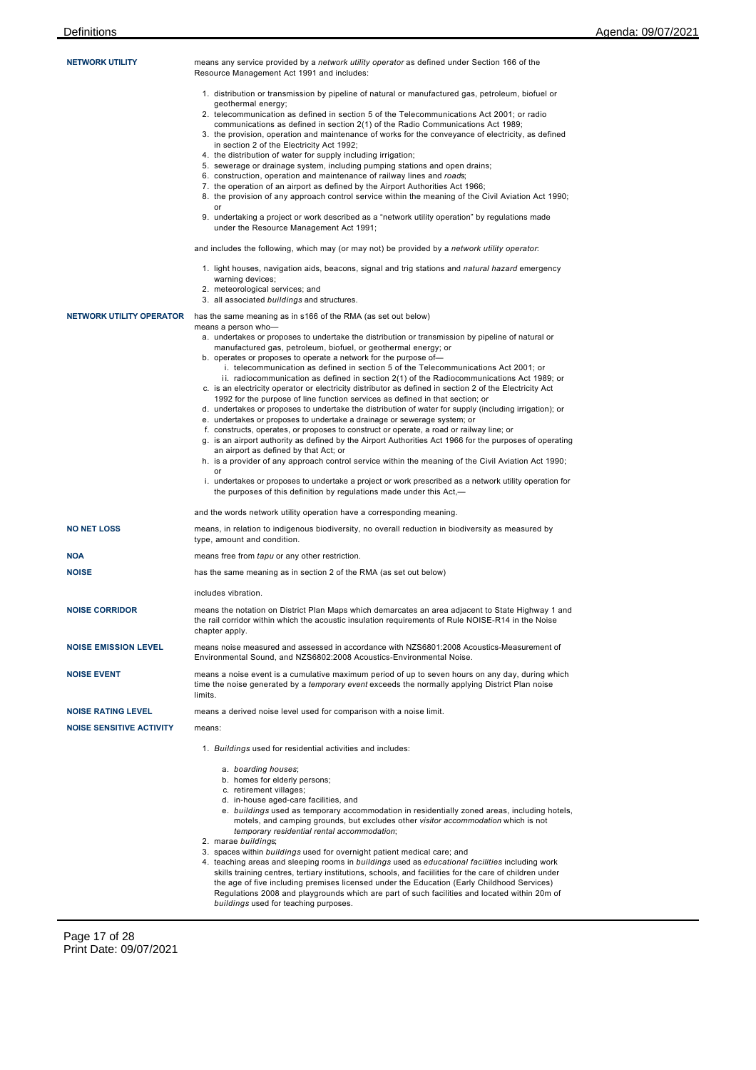**NETWORK UTILITY**

means any service provided by a *network utility operator* as defined under Section 166 of the Resource Management Act 1991 and includes:

1. distribution or transmission by pipeline of natural or manufactured gas, petroleum, biofuel or geothermal energy;
2. telecommunication as defined in section 5 of the Telecommunications Act 2001; or radio communications as defined in section 2(1) of the Radio Communications Act 1989;
3. the provision, operation and maintenance of works for the conveyance of electricity, as defined in section 2 of the Electricity Act 1992;
4. the distribution of water for supply including irrigation;
5. sewerage or drainage system, including pumping stations and open drains;
6. construction, operation and maintenance of railway lines and *roads*;
7. the operation of an airport as defined by the Airport Authorities Act 1966;
8. the provision of any approach control service within the meaning of the Civil Aviation Act 1990; or
9. undertaking a project or work described as a "network utility operation" by regulations made under the Resource Management Act 1991;

and includes the following, which may (or may not) be provided by a *network utility operator*:

1. light houses, navigation aids, beacons, signal and trig stations and *natural hazard* emergency warning devices;
2. meteorological services; and
3. all associated *buildings* and structures.

**NETWORK UTILITY OPERATOR**

has the same meaning as in s166 of the RMA (as set out below)
means a person who—

a. undertakes or proposes to undertake the distribution or transmission by pipeline of natural or manufactured gas, petroleum, biofuel, or geothermal energy; or
b. operates or proposes to operate a network for the purpose of—
   i. telecommunication as defined in section 5 of the Telecommunications Act 2001; or
   ii. radiocommunication as defined in section 2(1) of the Radiocommunications Act 1989; or
c. is an electricity operator or electricity distributor as defined in section 2 of the Electricity Act 1992 for the purpose of line function services as defined in that section; or
d. undertakes or proposes to undertake the distribution of water for supply (including irrigation); or
e. undertakes or proposes to undertake a drainage or sewerage system; or
f. constructs, operates, or proposes to construct or operate, a road or railway line; or
g. is an airport authority as defined by the Airport Authorities Act 1966 for the purposes of operating an airport as defined by that Act; or
h. is a provider of any approach control service within the meaning of the Civil Aviation Act 1990; or
i. undertakes or proposes to undertake a project or work prescribed as a network utility operation for the purposes of this definition by regulations made under this Act,—

and the words network utility operation have a corresponding meaning.

**NO NET LOSS**

means, in relation to indigenous biodiversity, no overall reduction in biodiversity as measured by type, amount and condition.

**NOA**

means free from *tapu* or any other restriction.

**NOISE**

has the same meaning as in section 2 of the RMA (as set out below)

includes vibration.

**NOISE CORRIDOR**

means the notation on District Plan Maps which demarcates an area adjacent to State Highway 1 and the rail corridor within which the acoustic insulation requirements of Rule NOISE-R14 in the Noise chapter apply.

**NOISE EMISSION LEVEL**

means noise measured and assessed in accordance with NZS6801:2008 Acoustics-Measurement of Environmental Sound, and NZS6802:2008 Acoustics-Environmental Noise.

**NOISE EVENT**

means a noise event is a cumulative maximum period of up to seven hours on any day, during which time the noise generated by a *temporary event* exceeds the normally applying District Plan noise limits.

**NOISE RATING LEVEL**

means a derived noise level used for comparison with a noise limit.

**NOISE SENSITIVE ACTIVITY**

means:

1. *Buildings* used for residential activities and includes:
   a. *boarding houses*;
   b. homes for elderly persons;
   c. retirement villages;
   d. in-house aged-care facilities, and
   e. *buildings* used as temporary accommodation in residentially zoned areas, including hotels, motels, and camping grounds, but excludes other *visitor accommodation* which is not *temporary residential rental accommodation*;
2. marae *buildings*;
3. spaces within *buildings* used for overnight patient medical care; and
4. teaching areas and sleeping rooms in *buildings* used as *educational facilities* including work skills training centres, tertiary institutions, schools, and facilities for the care of children under the age of five including premises licensed under the Education (Early Childhood Services) Regulations 2008 and playgrounds which are part of such facilities and located within 20m of *buildings* used for teaching purposes.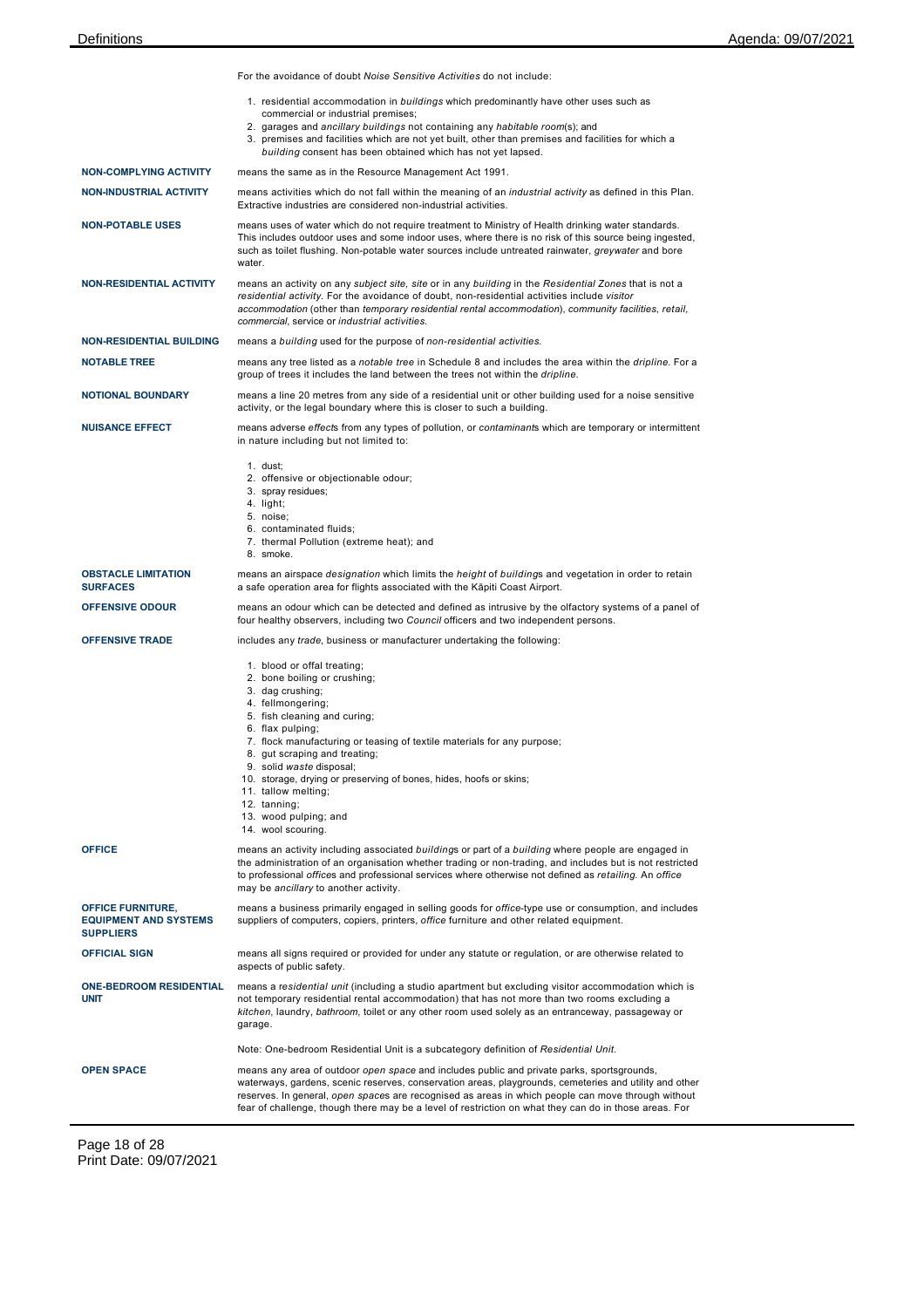For the avoidance of doubt *Noise Sensitive Activities* do not include:

1. residential accommodation in *buildings* which predominantly have other uses such as commercial or industrial premises;
2. garages and *ancillary buildings* not containing any *habitable room*(s); and
3. premises and facilities which are not yet built, other than premises and facilities for which a *building* consent has been obtained which has not yet lapsed.

**NON-COMPLYING ACTIVITY**

means the same as in the Resource Management Act 1991.

**NON-INDUSTRIAL ACTIVITY**

means activities which do not fall within the meaning of an *industrial activity* as defined in this Plan. Extractive industries are considered non-industrial activities.

**NON-POTABLE USES**

means uses of water which do not require treatment to Ministry of Health drinking water standards. This includes outdoor uses and some indoor uses, where there is no risk of this source being ingested, such as toilet flushing. Non-potable water sources include untreated rainwater, *greywater* and bore water.

**NON-RESIDENTIAL ACTIVITY**

means an activity on any *subject site, site* or in any *building* in the *Residential Zones* that is not a *residential activity.* For the avoidance of doubt, non-residential activities include *visitor accommodation* (other than *temporary residential rental accommodation*), *community facilities*, *retail, commercial*, service or *industrial activities.*

**NON-RESIDENTIAL BUILDING**

means a *building* used for the purpose of *non-residential activities.*

**NOTABLE TREE**

means any tree listed as a *notable tree* in Schedule 8 and includes the area within the *dripline*. For a group of trees it includes the land between the trees not within the *dripline.*

**NOTIONAL BOUNDARY**

means a line 20 metres from any side of a residential unit or other building used for a noise sensitive activity, or the legal boundary where this is closer to such a building.

**NUISANCE EFFECT**

means adverse *effect*s from any types of pollution, or *contaminant*s which are temporary or intermittent in nature including but not limited to:

1. dust;
2. offensive or objectionable odour;
3. spray residues;
4. light;
5. noise;
6. contaminated fluids;
7. thermal Pollution (extreme heat); and
8. smoke.

**OBSTACLE LIMITATION SURFACES**

means an airspace *designation* which limits the *height* of *building*s and vegetation in order to retain a safe operation area for flights associated with the Kāpiti Coast Airport.

**OFFENSIVE ODOUR**

means an odour which can be detected and defined as intrusive by the olfactory systems of a panel of four healthy observers, including two *Council* officers and two independent persons.

**OFFENSIVE TRADE**

includes any *trade*, business or manufacturer undertaking the following:

1. blood or offal treating;
2. bone boiling or crushing;
3. dag crushing;
4. fellmongering;
5. fish cleaning and curing;
6. flax pulping;
7. flock manufacturing or teasing of textile materials for any purpose;
8. gut scraping and treating;
9. solid *waste* disposal;
10. storage, drying or preserving of bones, hides, hoofs or skins;
11. tallow melting;
12. tanning;
13. wood pulping; and
14. wool scouring.

**OFFICE**

means an activity including associated *building*s or part of a *building* where people are engaged in the administration of an organisation whether trading or non-trading, and includes but is not restricted to professional *office*s and professional services where otherwise not defined as *retailing*. An *office* may be *ancillary* to another activity.

**OFFICE FURNITURE, EQUIPMENT AND SYSTEMS SUPPLIERS**

means a business primarily engaged in selling goods for *office*-type use or consumption, and includes suppliers of computers, copiers, printers, *office* furniture and other related equipment.

**OFFICIAL SIGN**

means all signs required or provided for under any statute or regulation, or are otherwise related to aspects of public safety.

**ONE-BEDROOM RESIDENTIAL UNIT**

means a *residential unit* (including a studio apartment but excluding visitor accommodation which is not temporary residential rental accommodation) that has not more than two rooms excluding a *kitchen*, laundry, *bathroom*, toilet or any other room used solely as an entranceway, passageway or garage.

Note: One-bedroom Residential Unit is a subcategory definition of *Residential Unit.*

**OPEN SPACE**

means any area of outdoor *open space* and includes public and private parks, sportsgrounds, waterways, gardens, scenic reserves, conservation areas, playgrounds, cemeteries and utility and other reserves. In general, *open space*s are recognised as areas in which people can move through without fear of challenge, though there may be a level of restriction on what they can do in those areas. For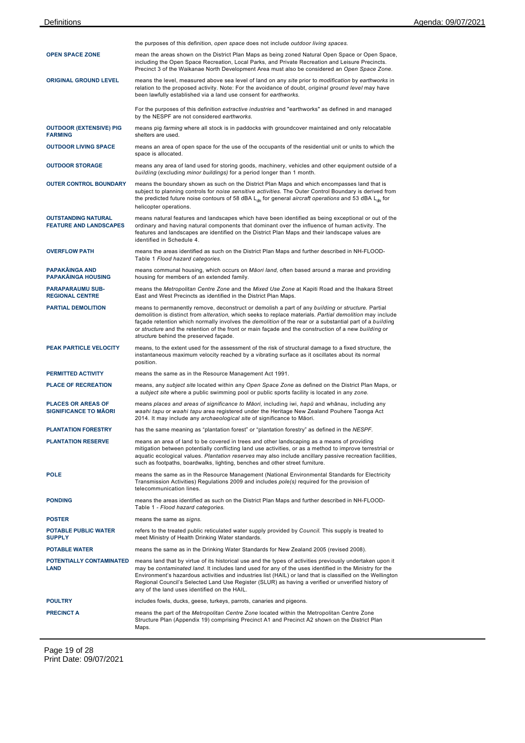| | |
|---|---|
| | the purposes of this definition, *open space* does not include *outdoor living spaces*. |
| **OPEN SPACE ZONE** | mean the areas shown on the District Plan Maps as being zoned Natural Open Space or Open Space, including the Open Space Recreation, Local Parks, and Private Recreation and Leisure Precincts. Precinct 3 of the Waikanae North Development Area must also be considered an *Open Space Zone*. |
| **ORIGINAL GROUND LEVEL** | means the level, measured above sea level of land on any *site* prior to *modification* by *earthworks* in relation to the proposed activity. Note: For the avoidance of doubt, *original ground level* may have been lawfully established via a land use consent for *earthworks*.<br><br>For the purposes of this definition *extractive industries* and "earthworks" as defined in and managed by the NESPF are not considered *earthworks*. |
| **OUTDOOR (EXTENSIVE) PIG FARMING** | means pig *farming* where all stock is in paddocks with groundcover maintained and only relocatable shelters are used. |
| **OUTDOOR LIVING SPACE** | means an area of open space for the use of the occupants of the residential unit or units to which the space is allocated. |
| **OUTDOOR STORAGE** | means any area of land used for storing goods, machinery, vehicles and other equipment outside of a *building* (excluding *minor buildings)* for a period longer than 1 month. |
| **OUTER CONTROL BOUNDARY** | means the boundary shown as such on the District Plan Maps and which encompasses land that is subject to planning controls for *noise sensitive activities*. The Outer Control Boundary is derived from the predicted future noise contours of 58 dBA $L_{dn}$ for general *aircraft operations* and 53 dBA $L_{dn}$ for helicopter operations. |
| **OUTSTANDING NATURAL FEATURE AND LANDSCAPES** | means natural features and landscapes which have been identified as being exceptional or out of the ordinary and having natural components that dominant over the influence of human activity. The features and landscapes are identified on the District Plan Maps and their landscape values are identified in Schedule 4. |
| **OVERFLOW PATH** | means the areas identified as such on the District Plan Maps and further described in NH-FLOOD-Table 1 *Flood hazard categories*. |
| **PAPAKĀINGA AND PAPAKĀINGA HOUSING** | means communal housing, which occurs on *Māori land*, often based around a marae and providing housing for members of an extended family. |
| **PARAPARAUMU SUB-REGIONAL CENTRE** | means the *Metropolitan Centre Zone* and the *Mixed Use Zone* at Kapiti Road and the Ihakara Street East and West Precincts as identified in the District Plan Maps. |
| **PARTIAL DEMOLITION** | means to permanently remove, deconstruct or demolish a part of any *building* or *structure*. Partial demolition is distinct from *alteration*, which seeks to replace materials. *Partial demolition* may include façade retention which normally involves the *demolition* of the rear or a substantial part of a *building* or *structure* and the retention of the front or main façade and the construction of a new *building* or *structure* behind the preserved façade. |
| **PEAK PARTICLE VELOCITY** | means, to the extent used for the assessment of the risk of structural damage to a fixed structure, the instantaneous maximum velocity reached by a vibrating surface as it oscillates about its normal position. |
| **PERMITTED ACTIVITY** | means the same as in the Resource Management Act 1991. |
| **PLACE OF RECREATION** | means, any *subject site* located within any *Open Space Zone* as defined on the District Plan Maps, or a *subject site* where a public swimming pool or public sports facility is located in any *zone*. |
| **PLACES OR AREAS OF SIGNIFICANCE TO MĀORI** | means *places and areas of significance to Māori*, including iwi, *hapū* and whānau, including any *waahi tapu* or *waahi tapu* area registered under the Heritage New Zealand Pouhere Taonga Act 2014. It may include any *archaeological site* of significance to Māori. |
| **PLANTATION FORESTRY** | has the same meaning as "plantation forest" or "plantation forestry" as defined in the *NESPF*. |
| **PLANTATION RESERVE** | means an area of land to be covered in trees and other landscaping as a means of providing mitigation between potentially conflicting land use activities, or as a method to improve terrestrial or aquatic ecological values. *Plantation reserves* may also include ancillary passive recreation facilities, such as footpaths, boardwalks, lighting, benches and other street furniture. |
| **POLE** | means the same as in the Resource Management (National Environmental Standards for Electricity Transmission Activities) Regulations 2009 and includes *pole(s)* required for the provision of telecommunication lines. |
| **PONDING** | means the areas identified as such on the District Plan Maps and further described in NH-FLOOD-Table 1 - *Flood hazard categories*. |
| **POSTER** | means the same as *signs*. |
| **POTABLE PUBLIC WATER SUPPLY** | refers to the treated public reticulated water supply provided by *Council*. This supply is treated to meet Ministry of Health Drinking Water standards. |
| **POTABLE WATER** | means the same as in the Drinking Water Standards for New Zealand 2005 (revised 2008). |
| **POTENTIALLY CONTAMINATED LAND** | means land that by virtue of its historical use and the types of activities previously undertaken upon it may be *contaminated land*. It includes land used for any of the uses identified in the Ministry for the Environment's hazardous activities and industries list (HAIL) or land that is classified on the Wellington Regional Council's Selected Land Use Register (SLUR) as having a verified or unverified history of any of the land uses identified on the HAIL. |
| **POULTRY** | includes fowls, ducks, geese, turkeys, parrots, canaries and pigeons. |
| **PRECINCT A** | means the part of the *Metropolitan Centre Zone* located within the Metropolitan Centre Zone Structure Plan (Appendix 19) comprising Precinct A1 and Precinct A2 shown on the District Plan Maps. |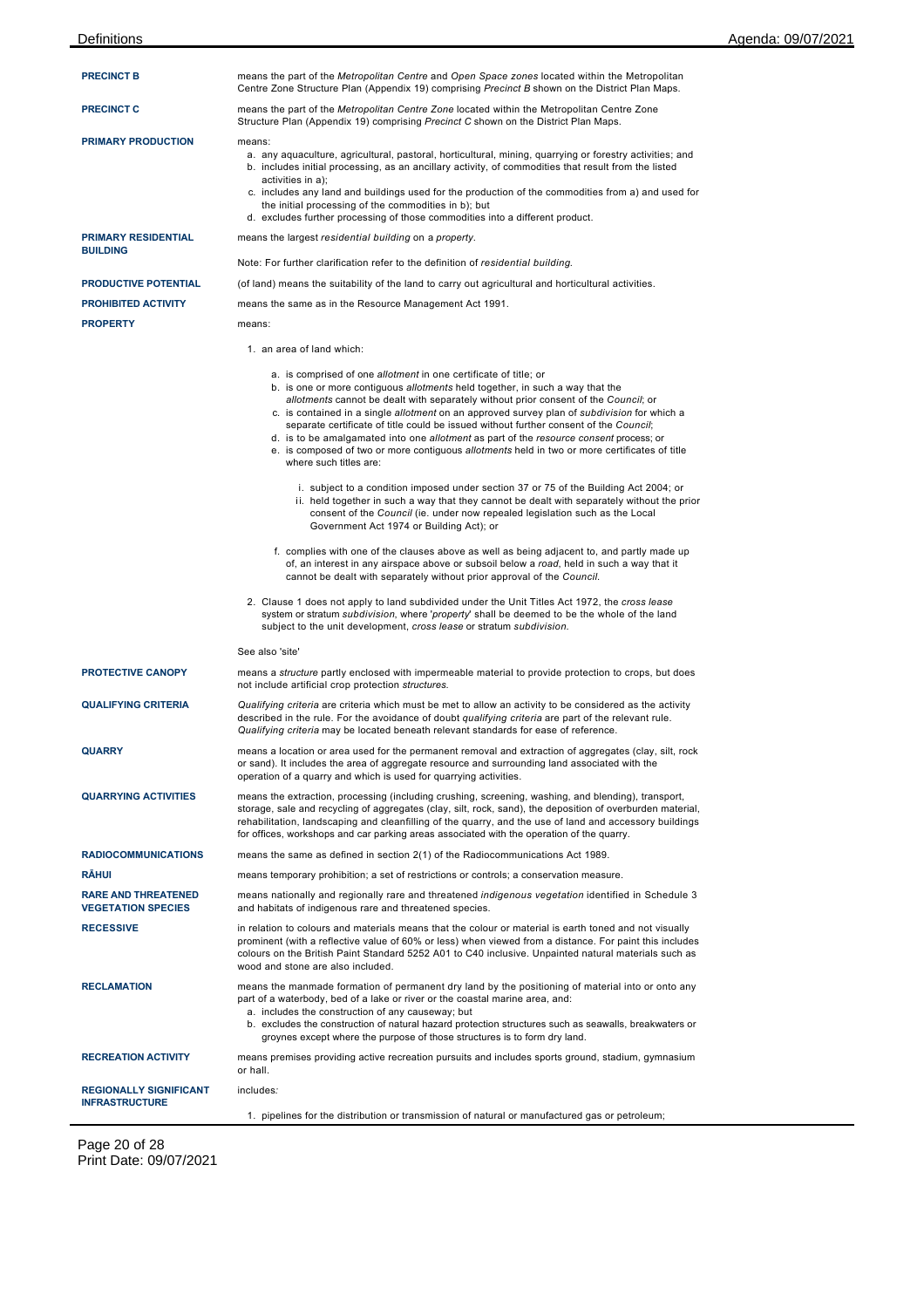**PRECINCT B**
means the part of the *Metropolitan Centre* and *Open Space zones* located within the Metropolitan Centre Zone Structure Plan (Appendix 19) comprising *Precinct B* shown on the District Plan Maps.

**PRECINCT C**
means the part of the *Metropolitan Centre Zone* located within the Metropolitan Centre Zone Structure Plan (Appendix 19) comprising *Precinct C* shown on the District Plan Maps.

**PRIMARY PRODUCTION**
means:

a. any aquaculture, agricultural, pastoral, horticultural, mining, quarrying or forestry activities; and
b. includes initial processing, as an ancillary activity, of commodities that result from the listed activities in a);
c. includes any land and buildings used for the production of the commodities from a) and used for the initial processing of the commodities in b); but
d. excludes further processing of those commodities into a different product.

**PRIMARY RESIDENTIAL BUILDING**
means the largest *residential building* on a *property*.

Note: For further clarification refer to the definition of *residential building*.

**PRODUCTIVE POTENTIAL**
(of land) means the suitability of the land to carry out agricultural and horticultural activities.

**PROHIBITED ACTIVITY**
means the same as in the Resource Management Act 1991.

**PROPERTY**
means:

1. an area of land which:

   a. is comprised of one *allotment* in one certificate of title; or
   b. is one or more contiguous *allotments* held together, in such a way that the *allotments* cannot be dealt with separately without prior consent of the *Council*; or
   c. is contained in a single *allotment* on an approved survey plan of *subdivision* for which a separate certificate of title could be issued without further consent of the *Council*;
   d. is to be amalgamated into one *allotment* as part of the *resource consent* process; or
   e. is composed of two or more contiguous *allotments* held in two or more certificates of title where such titles are:

      i. subject to a condition imposed under section 37 or 75 of the Building Act 2004; or
      ii. held together in such a way that they cannot be dealt with separately without the prior consent of the *Council* (ie. under now repealed legislation such as the Local Government Act 1974 or Building Act); or

   f. complies with one of the clauses above as well as being adjacent to, and partly made up of, an interest in any airspace above or subsoil below a *road*, held in such a way that it cannot be dealt with separately without prior approval of the *Council*.

2. Clause 1 does not apply to land subdivided under the Unit Titles Act 1972, the *cross lease* system or stratum *subdivision*, where '*property*' shall be deemed to be the whole of the land subject to the unit development, *cross lease* or stratum *subdivision*.

See also 'site'

**PROTECTIVE CANOPY**
means a *structure* partly enclosed with impermeable material to provide protection to crops, but does not include artificial crop protection *structures*.

**QUALIFYING CRITERIA**
*Qualifying criteria* are criteria which must be met to allow an activity to be considered as the activity described in the rule. For the avoidance of doubt *qualifying criteria* are part of the relevant rule. *Qualifying criteria* may be located beneath relevant standards for ease of reference.

**QUARRY**
means a location or area used for the permanent removal and extraction of aggregates (clay, silt, rock or sand). It includes the area of aggregate resource and surrounding land associated with the operation of a quarry and which is used for quarrying activities.

**QUARRYING ACTIVITIES**
means the extraction, processing (including crushing, screening, washing, and blending), transport, storage, sale and recycling of aggregates (clay, silt, rock, sand), the deposition of overburden material, rehabilitation, landscaping and cleanfilling of the quarry, and the use of land and accessory buildings for offices, workshops and car parking areas associated with the operation of the quarry.

**RADIOCOMMUNICATIONS**
means the same as defined in section 2(1) of the Radiocommunications Act 1989.

**RĀHUI**
means temporary prohibition; a set of restrictions or controls; a conservation measure.

**RARE AND THREATENED VEGETATION SPECIES**
means nationally and regionally rare and threatened *indigenous vegetation* identified in Schedule 3 and habitats of indigenous rare and threatened species.

**RECESSIVE**
in relation to colours and materials means that the colour or material is earth toned and not visually prominent (with a reflective value of 60% or less) when viewed from a distance. For paint this includes colours on the British Paint Standard 5252 A01 to C40 inclusive. Unpainted natural materials such as wood and stone are also included.

**RECLAMATION**
means the manmade formation of permanent dry land by the positioning of material into or onto any part of a waterbody, bed of a lake or river or the coastal marine area, and:

a. includes the construction of any causeway; but
b. excludes the construction of natural hazard protection structures such as seawalls, breakwaters or groynes except where the purpose of those structures is to form dry land.

**RECREATION ACTIVITY**
means premises providing active recreation pursuits and includes sports ground, stadium, gymnasium or hall.

**REGIONALLY SIGNIFICANT INFRASTRUCTURE**
includes:

1. pipelines for the distribution or transmission of natural or manufactured gas or petroleum;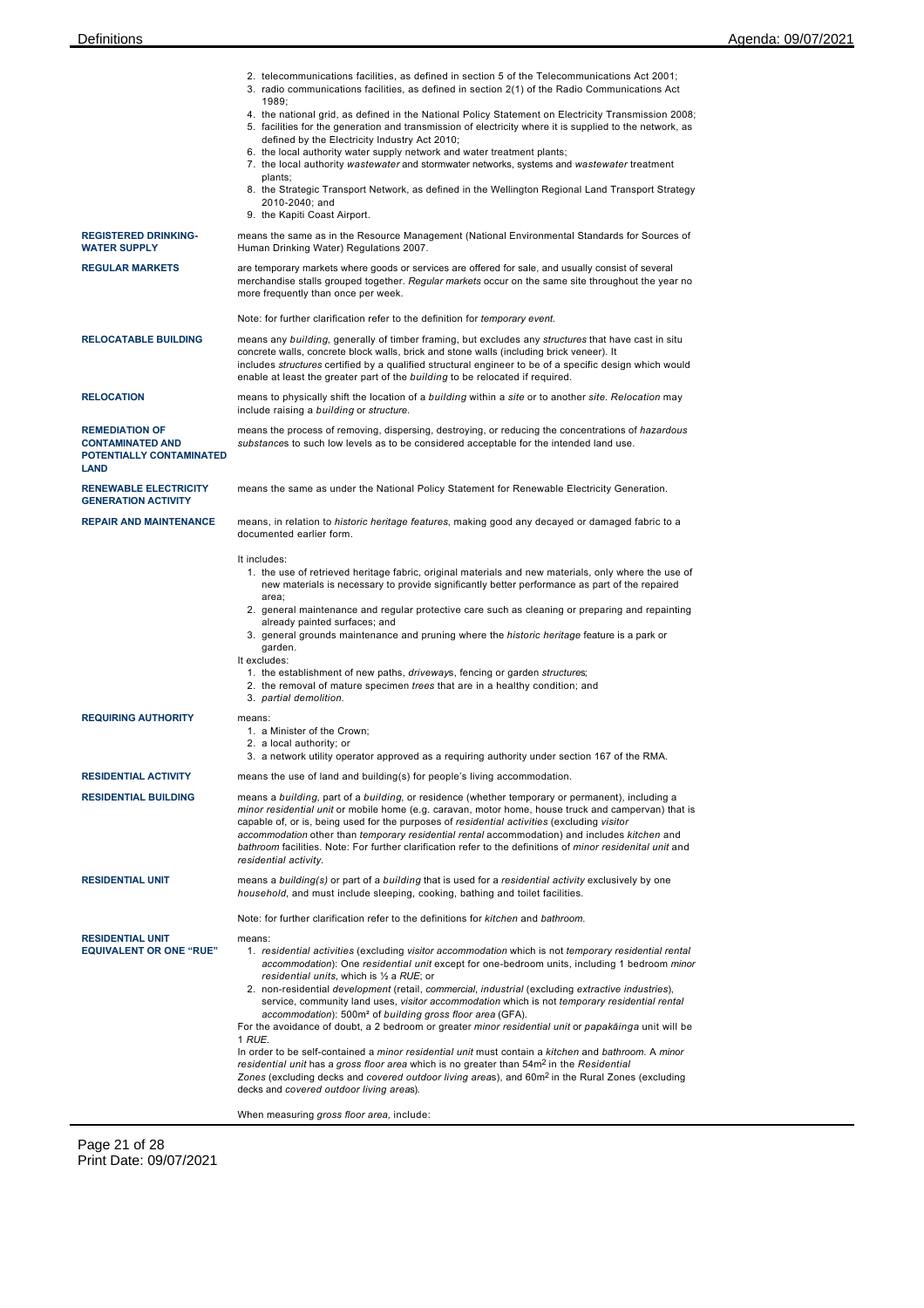2. telecommunications facilities, as defined in section 5 of the Telecommunications Act 2001;
3. radio communications facilities, as defined in section 2(1) of the Radio Communications Act 1989;
4. the national grid, as defined in the National Policy Statement on Electricity Transmission 2008;
5. facilities for the generation and transmission of electricity where it is supplied to the network, as defined by the Electricity Industry Act 2010;
6. the local authority water supply network and water treatment plants;
7. the local authority *wastewater* and stormwater networks, systems and *wastewater* treatment plants;
8. the Strategic Transport Network, as defined in the Wellington Regional Land Transport Strategy 2010-2040; and
9. the Kapiti Coast Airport.

**REGISTERED DRINKING-WATER SUPPLY**

means the same as in the Resource Management (National Environmental Standards for Sources of Human Drinking Water) Regulations 2007.

**REGULAR MARKETS**

are temporary markets where goods or services are offered for sale, and usually consist of several merchandise stalls grouped together. *Regular markets* occur on the same site throughout the year no more frequently than once per week.

Note: for further clarification refer to the definition for *temporary event.*

**RELOCATABLE BUILDING**

means any *building*, generally of timber framing, but excludes any *structures* that have cast in situ concrete walls, concrete block walls, brick and stone walls (including brick veneer). It includes *structures* certified by a qualified structural engineer to be of a specific design which would enable at least the greater part of the *building* to be relocated if required.

**RELOCATION**

means to physically shift the location of a *building* within a *site* or to another *site*. *Relocation* may include raising a *building* or *structure*.

**REMEDIATION OF CONTAMINATED AND POTENTIALLY CONTAMINATED LAND**

means the process of removing, dispersing, destroying, or reducing the concentrations of *hazardous substance*s to such low levels as to be considered acceptable for the intended land use.

**RENEWABLE ELECTRICITY GENERATION ACTIVITY**

means the same as under the National Policy Statement for Renewable Electricity Generation.

**REPAIR AND MAINTENANCE**

means, in relation to *historic heritage features*, making good any decayed or damaged fabric to a documented earlier form.

It includes:

1. the use of retrieved heritage fabric, original materials and new materials, only where the use of new materials is necessary to provide significantly better performance as part of the repaired area;
2. general maintenance and regular protective care such as cleaning or preparing and repainting already painted surfaces; and
3. general grounds maintenance and pruning where the *historic heritage* feature is a park or garden.

It excludes:

1. the establishment of new paths, *driveway*s, fencing or garden *structures*;
2. the removal of mature specimen *trees* that are in a healthy condition; and
3. *partial demolition.*

**REQUIRING AUTHORITY**

means:

1. a Minister of the Crown;
2. a local authority; or
3. a network utility operator approved as a requiring authority under section 167 of the RMA.

**RESIDENTIAL ACTIVITY**

means the use of land and building(s) for people's living accommodation.

**RESIDENTIAL BUILDING**

means a *building*, part of a *building*, or residence (whether temporary or permanent), including a *minor residential unit* or mobile home (e.g. caravan, motor home, house truck and campervan) that is capable of, or is, being used for the purposes of *residential activities* (excluding *visitor accommodation* other than *temporary residential rental* accommodation) and includes *kitchen* and *bathroom* facilities. Note: For further clarification refer to the definitions of *minor residenital unit* and *residential activity.*

**RESIDENTIAL UNIT**

means a *building(s)* or part of a *building* that is used for a *residential activity* exclusively by one *household*, and must include sleeping, cooking, bathing and toilet facilities.

Note: for further clarification refer to the definitions for *kitchen* and *bathroom*.

**RESIDENTIAL UNIT EQUIVALENT OR ONE "RUE"**

means:

1. *residential activities* (excluding *visitor accommodation* which is not *temporary residential rental accommodation*): One *residential unit* except for one-bedroom units, including 1 bedroom *minor residential units*, which is ½ a *RUE*; or
2. non-residential *development* (retail, *commercial*, *industrial* (excluding *extractive industries*), service, community land uses, *visitor accommodation* which is not *temporary residential rental accommodation*): 500m² of *building gross floor area* (GFA).

For the avoidance of doubt, a 2 bedroom or greater *minor residential unit* or *papakāinga* unit will be 1 *RUE*.

In order to be self-contained a *minor residential unit* must contain a *kitchen* and *bathroom*. A *minor residential unit* has a *gross floor area* which is no greater than 54m² in the *Residential Zones* (excluding decks and *covered outdoor living area*s), and 60m² in the Rural Zones (excluding decks and *covered outdoor living area*s).

When measuring *gross floor area*, include: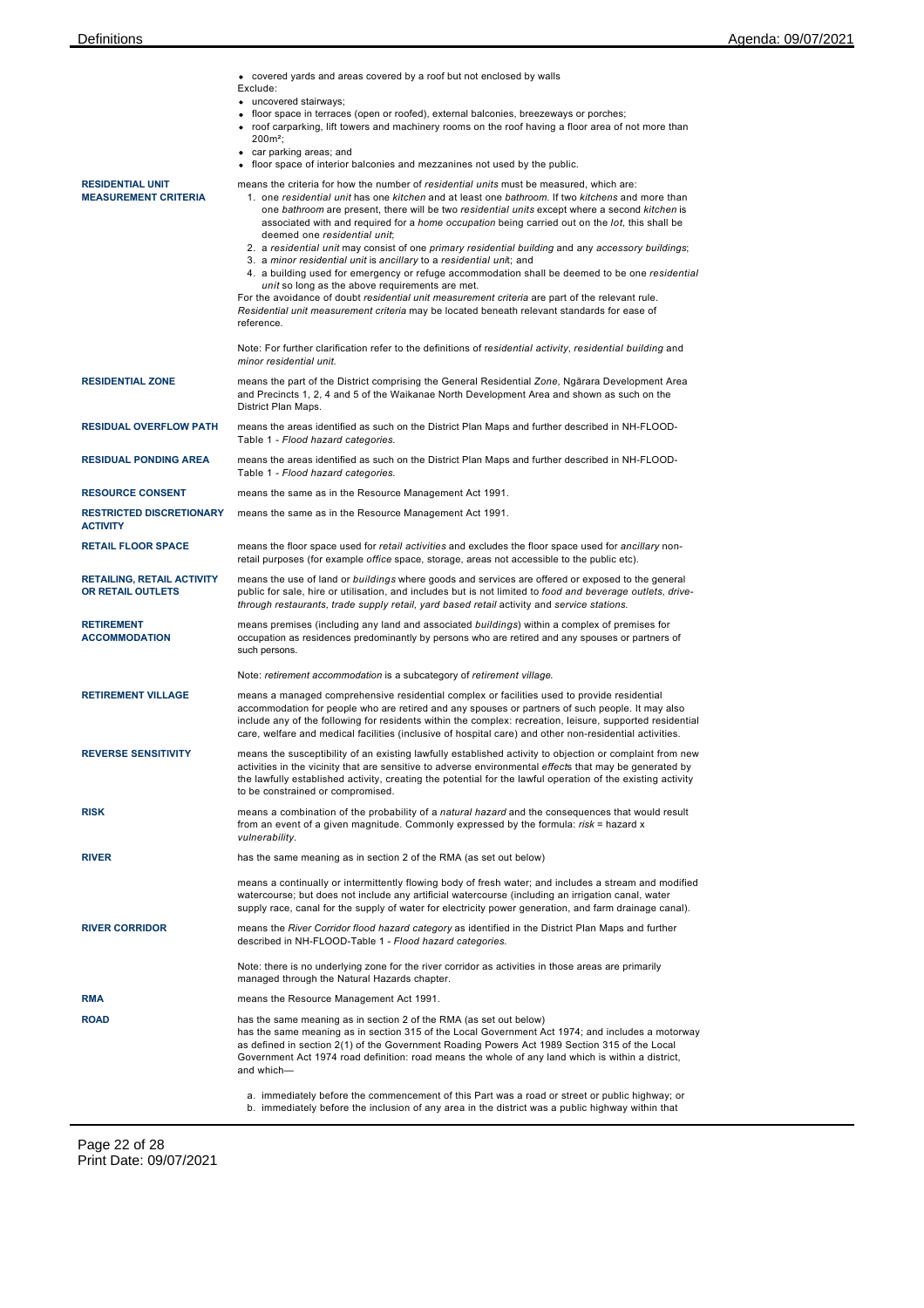- covered yards and areas covered by a roof but not enclosed by walls

Exclude:

- uncovered stairways;
- floor space in terraces (open or roofed), external balconies, breezeways or porches;
- roof carparking, lift towers and machinery rooms on the roof having a floor area of not more than $200m^2$;
- car parking areas; and
- floor space of interior balconies and mezzanines not used by the public.

| | |
|---|---|
| **RESIDENTIAL UNIT MEASUREMENT CRITERIA** | means the criteria for how the number of *residential units* must be measured, which are:<br>1. one *residential unit* has one *kitchen* and at least one *bathroom*. If two *kitchens* and more than one *bathroom* are present, there will be two *residential units* except where a second *kitchen* is associated with and required for a *home occupation* being carried out on the *lot*, this shall be deemed one *residential unit*;<br>2. a *residential unit* may consist of one *primary residential building* and any *accessory buildings*;<br>3. a *minor residential unit* is *ancillary* to a *residential unit*; and<br>4. a building used for emergency or refuge accommodation shall be deemed to be one *residential unit* so long as the above requirements are met.<br>For the avoidance of doubt *residential unit measurement criteria* are part of the relevant rule. *Residential unit measurement criteria* may be located beneath relevant standards for ease of reference.<br><br>Note: For further clarification refer to the definitions of *residential activity*, *residential building* and *minor residential unit*. |
| **RESIDENTIAL ZONE** | means the part of the District comprising the General Residential *Zone*, Ngārara Development Area and Precincts 1, 2, 4 and 5 of the Waikanae North Development Area and shown as such on the District Plan Maps. |
| **RESIDUAL OVERFLOW PATH** | means the areas identified as such on the District Plan Maps and further described in NH-FLOOD-Table 1 - *Flood hazard categories*. |
| **RESIDUAL PONDING AREA** | means the areas identified as such on the District Plan Maps and further described in NH-FLOOD-Table 1 - *Flood hazard categories*. |
| **RESOURCE CONSENT** | means the same as in the Resource Management Act 1991. |
| **RESTRICTED DISCRETIONARY ACTIVITY** | means the same as in the Resource Management Act 1991. |
| **RETAIL FLOOR SPACE** | means the floor space used for *retail activities* and excludes the floor space used for *ancillary* non-retail purposes (for example *office* space, storage, areas not accessible to the public etc). |
| **RETAILING, RETAIL ACTIVITY OR RETAIL OUTLETS** | means the use of land or *buildings* where goods and services are offered or exposed to the general public for sale, hire or utilisation, and includes but is not limited to *food and beverage outlets*, *drive-through restaurants*, *trade supply retail*, *yard based retail* activity and *service stations*. |
| **RETIREMENT ACCOMMODATION** | means premises (including any land and associated *buildings*) within a complex of premises for occupation as residences predominantly by persons who are retired and any spouses or partners of such persons.<br><br>Note: *retirement accommodation* is a subcategory of *retirement village*. |
| **RETIREMENT VILLAGE** | means a managed comprehensive residential complex or facilities used to provide residential accommodation for people who are retired and any spouses or partners of such people. It may also include any of the following for residents within the complex: recreation, leisure, supported residential care, welfare and medical facilities (inclusive of hospital care) and other non-residential activities. |
| **REVERSE SENSITIVITY** | means the susceptibility of an existing lawfully established activity to objection or complaint from new activities in the vicinity that are sensitive to adverse environmental *effect*s that may be generated by the lawfully established activity, creating the potential for the lawful operation of the existing activity to be constrained or compromised. |
| **RISK** | means a combination of the probability of a *natural hazard* and the consequences that would result from an event of a given magnitude. Commonly expressed by the formula: *risk* = hazard x *vulnerability*. |
| **RIVER** | has the same meaning as in section 2 of the RMA (as set out below)<br><br>means a continually or intermittently flowing body of fresh water; and includes a stream and modified watercourse; but does not include any artificial watercourse (including an irrigation canal, water supply race, canal for the supply of water for electricity power generation, and farm drainage canal). |
| **RIVER CORRIDOR** | means the *River Corridor flood hazard category* as identified in the District Plan Maps and further described in NH-FLOOD-Table 1 - *Flood hazard categories*.<br><br>Note: there is no underlying zone for the river corridor as activities in those areas are primarily managed through the Natural Hazards chapter. |
| **RMA** | means the Resource Management Act 1991. |
| **ROAD** | has the same meaning as in section 2 of the RMA (as set out below)<br>has the same meaning as in section 315 of the Local Government Act 1974; and includes a motorway as defined in section 2(1) of the Government Roading Powers Act 1989 Section 315 of the Local Government Act 1974 road definition: road means the whole of any land which is within a district, and which—<br><br>a. immediately before the commencement of this Part was a road or street or public highway; or<br>b. immediately before the inclusion of any area in the district was a public highway within that |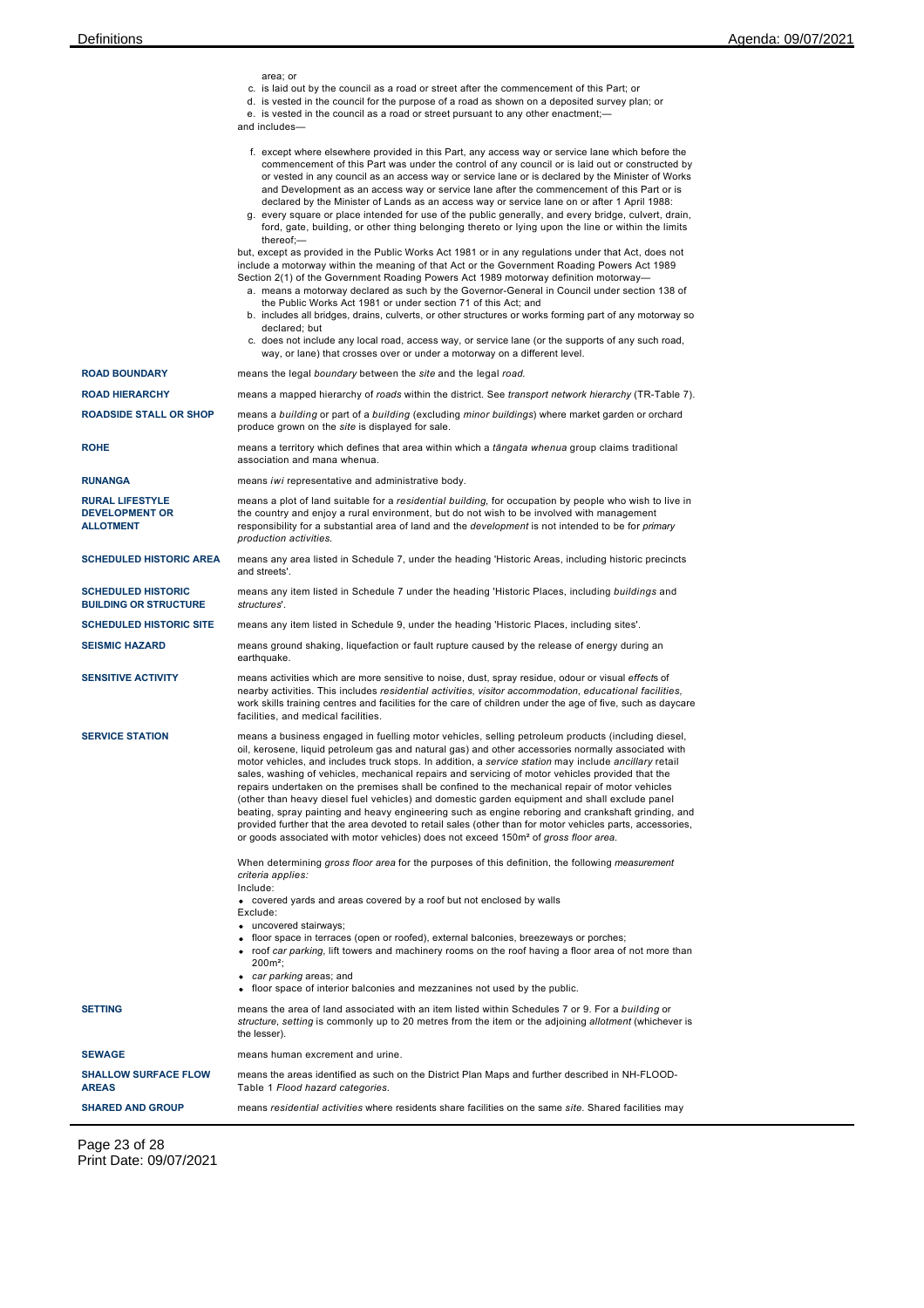area; or

c. is laid out by the council as a road or street after the commencement of this Part; or
d. is vested in the council for the purpose of a road as shown on a deposited survey plan; or
e. is vested in the council as a road or street pursuant to any other enactment;—

and includes—

f. except where elsewhere provided in this Part, any access way or service lane which before the commencement of this Part was under the control of any council or is laid out or constructed by or vested in any council as an access way or service lane or is declared by the Minister of Works and Development as an access way or service lane after the commencement of this Part or is declared by the Minister of Lands as an access way or service lane on or after 1 April 1988:
g. every square or place intended for use of the public generally, and every bridge, culvert, drain, ford, gate, building, or other thing belonging thereto or lying upon the line or within the limits thereof;—

but, except as provided in the Public Works Act 1981 or in any regulations under that Act, does not include a motorway within the meaning of that Act or the Government Roading Powers Act 1989 Section 2(1) of the Government Roading Powers Act 1989 motorway definition motorway—

a. means a motorway declared as such by the Governor-General in Council under section 138 of the Public Works Act 1981 or under section 71 of this Act; and
b. includes all bridges, drains, culverts, or other structures or works forming part of any motorway so declared; but
c. does not include any local road, access way, or service lane (or the supports of any such road, way, or lane) that crosses over or under a motorway on a different level.

| | |
|---|---|
| **ROAD BOUNDARY** | means the legal *boundary* between the *site* and the legal *road*. |
| **ROAD HIERARCHY** | means a mapped hierarchy of *roads* within the district. See *transport network hierarchy* (TR-Table 7). |
| **ROADSIDE STALL OR SHOP** | means a *building* or part of a *building* (excluding *minor buildings*) where market garden or orchard produce grown on the *site* is displayed for sale. |
| **ROHE** | means a territory which defines that area within which a *tāngata whenua* group claims traditional association and mana whenua. |
| **RUNANGA** | means *iwi* representative and administrative body. |
| **RURAL LIFESTYLE DEVELOPMENT OR ALLOTMENT** | means a plot of land suitable for a *residential building*, for occupation by people who wish to live in the country and enjoy a rural environment, but do not wish to be involved with management responsibility for a substantial area of land and the *development* is not intended to be for *primary production activities*. |
| **SCHEDULED HISTORIC AREA** | means any area listed in Schedule 7, under the heading 'Historic Areas, including historic precincts and streets'. |
| **SCHEDULED HISTORIC BUILDING OR STRUCTURE** | means any item listed in Schedule 7 under the heading 'Historic Places, including *buildings* and *structures*'. |
| **SCHEDULED HISTORIC SITE** | means any item listed in Schedule 9, under the heading 'Historic Places, including sites'. |
| **SEISMIC HAZARD** | means ground shaking, liquefaction or fault rupture caused by the release of energy during an earthquake. |
| **SENSITIVE ACTIVITY** | means activities which are more sensitive to noise, dust, spray residue, odour or visual *effect*s of nearby activities. This includes *residential activities*, *visitor accommodation*, *educational facilities*, work skills training centres and facilities for the care of children under the age of five, such as daycare facilities, and medical facilities. |
| **SERVICE STATION** | means a business engaged in fuelling motor vehicles, selling petroleum products (including diesel, oil, kerosene, liquid petroleum gas and natural gas) and other accessories normally associated with motor vehicles, and includes truck stops. In addition, a *service station* may include *ancillary* retail sales, washing of vehicles, mechanical repairs and servicing of motor vehicles provided that the repairs undertaken on the premises shall be confined to the mechanical repair of motor vehicles (other than heavy diesel fuel vehicles) and domestic garden equipment and shall exclude panel beating, spray painting and heavy engineering such as engine reboring and crankshaft grinding, and provided further that the area devoted to retail sales (other than for motor vehicles parts, accessories, or goods associated with motor vehicles) does not exceed 150m² of *gross floor area*.<br><br>When determining *gross floor area* for the purposes of this definition, the following *measurement criteria applies:*<br>Include:<br>• covered yards and areas covered by a roof but not enclosed by walls<br>Exclude:<br>• uncovered stairways;<br>• floor space in terraces (open or roofed), external balconies, breezeways or porches;<br>• roof *car parking*, lift towers and machinery rooms on the roof having a floor area of not more than 200m²;<br>• *car parking* areas; and<br>• floor space of interior balconies and mezzanines not used by the public. |
| **SETTING** | means the area of land associated with an item listed within Schedules 7 or 9. For a *building* or *structure*, *setting* is commonly up to 20 metres from the item or the adjoining *allotment* (whichever is the lesser). |
| **SEWAGE** | means human excrement and urine. |
| **SHALLOW SURFACE FLOW AREAS** | means the areas identified as such on the District Plan Maps and further described in NH-FLOOD-Table 1 *Flood hazard categories*. |
| **SHARED AND GROUP** | means *residential activities* where residents share facilities on the same *site*. Shared facilities may |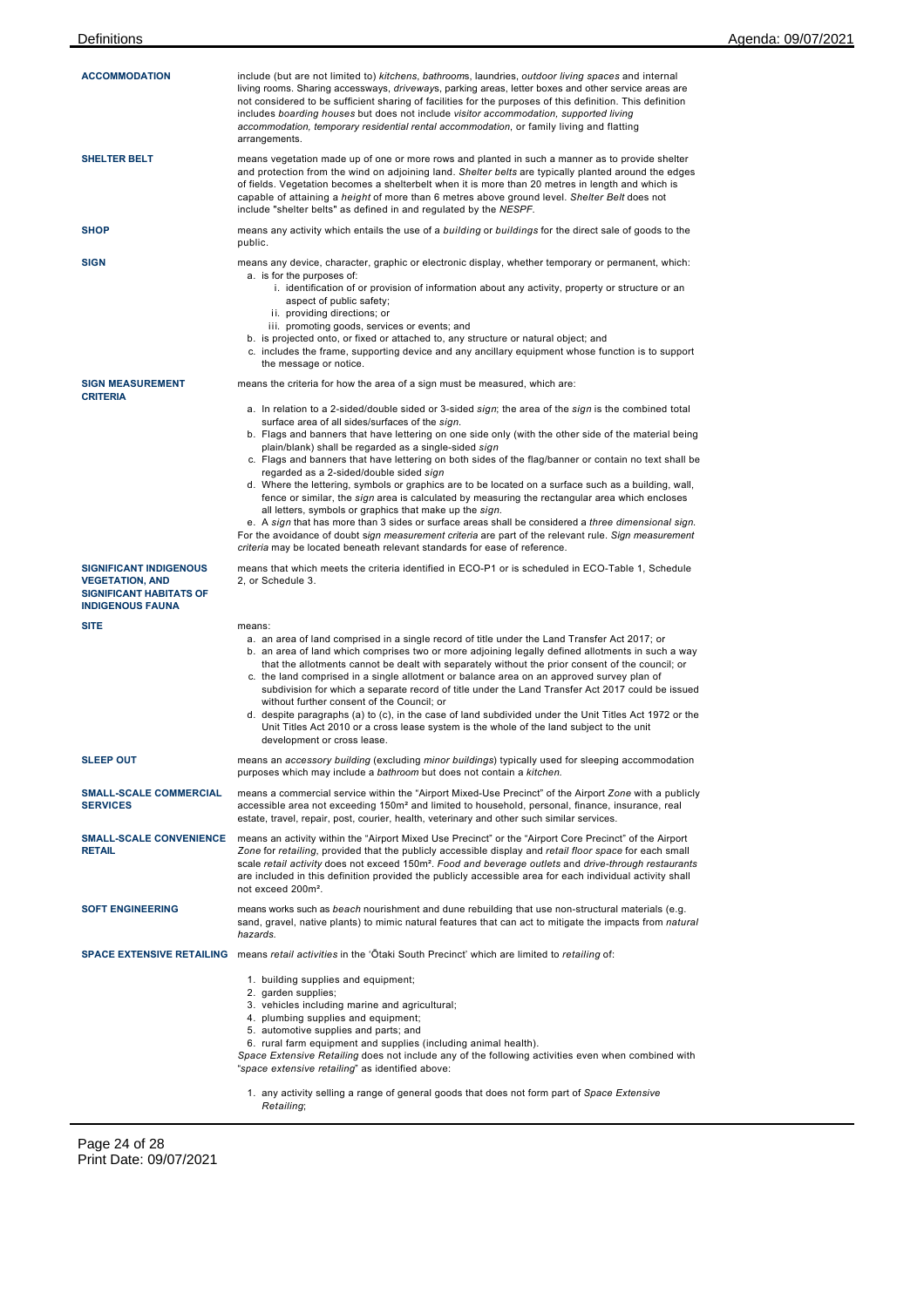**ACCOMMODATION** include (but are not limited to) *kitchens*, *bathroom*s, laundries, *outdoor living spaces* and internal living rooms. Sharing accessways, *driveway*s, parking areas, letter boxes and other service areas are not considered to be sufficient sharing of facilities for the purposes of this definition. This definition includes *boarding houses* but does not include *visitor accommodation, supported living accommodation, temporary residential rental accommodation*, or family living and flatting arrangements.

**SHELTER BELT** means vegetation made up of one or more rows and planted in such a manner as to provide shelter and protection from the wind on adjoining land. *Shelter belts* are typically planted around the edges of fields. Vegetation becomes a shelterbelt when it is more than 20 metres in length and which is capable of attaining a *height* of more than 6 metres above ground level. *Shelter Belt* does not include "shelter belts" as defined in and regulated by the *NESPF*.

**SHOP** means any activity which entails the use of a *building* or *buildings* for the direct sale of goods to the public.

**SIGN** means any device, character, graphic or electronic display, whether temporary or permanent, which:

a. is for the purposes of:
   i. identification of or provision of information about any activity, property or structure or an aspect of public safety;
   ii. providing directions; or
   iii. promoting goods, services or events; and
b. is projected onto, or fixed or attached to, any structure or natural object; and
c. includes the frame, supporting device and any ancillary equipment whose function is to support the message or notice.

**SIGN MEASUREMENT CRITERIA** means the criteria for how the area of a sign must be measured, which are:

a. In relation to a 2-sided/double sided or 3-sided *sign*; the area of the *sign* is the combined total surface area of all sides/surfaces of the *sign*.
b. Flags and banners that have lettering on one side only (with the other side of the material being plain/blank) shall be regarded as a single-sided *sign*
c. Flags and banners that have lettering on both sides of the flag/banner or contain no text shall be regarded as a 2-sided/double sided *sign*
d. Where the lettering, symbols or graphics are to be located on a surface such as a building, wall, fence or similar, the *sign* area is calculated by measuring the rectangular area which encloses all letters, symbols or graphics that make up the *sign*.
e. A *sign* that has more than 3 sides or surface areas shall be considered a *three dimensional sign*.

For the avoidance of doubt *sign measurement criteria* are part of the relevant rule. *Sign measurement criteria* may be located beneath relevant standards for ease of reference.

**SIGNIFICANT INDIGENOUS VEGETATION, AND SIGNIFICANT HABITATS OF INDIGENOUS FAUNA** means that which meets the criteria identified in ECO-P1 or is scheduled in ECO-Table 1, Schedule 2, or Schedule 3.

**SITE** means:

a. an area of land comprised in a single record of title under the Land Transfer Act 2017; or
b. an area of land which comprises two or more adjoining legally defined allotments in such a way that the allotments cannot be dealt with separately without the prior consent of the council; or
c. the land comprised in a single allotment or balance area on an approved survey plan of subdivision for which a separate record of title under the Land Transfer Act 2017 could be issued without further consent of the Council; or
d. despite paragraphs (a) to (c), in the case of land subdivided under the Unit Titles Act 1972 or the Unit Titles Act 2010 or a cross lease system is the whole of the land subject to the unit development or cross lease.

**SLEEP OUT** means an *accessory building* (excluding *minor buildings*) typically used for sleeping accommodation purposes which may include a *bathroom* but does not contain a *kitchen*.

**SMALL-SCALE COMMERCIAL SERVICES** means a commercial service within the "Airport Mixed-Use Precinct" of the Airport *Zone* with a publicly accessible area not exceeding 150m² and limited to household, personal, finance, insurance, real estate, travel, repair, post, courier, health, veterinary and other such similar services.

**SMALL-SCALE CONVENIENCE RETAIL** means an activity within the "Airport Mixed Use Precinct" or the "Airport Core Precinct" of the Airport *Zone* for *retailing*, provided that the publicly accessible display and *retail floor space* for each small scale *retail activity* does not exceed 150m². *Food and beverage outlets* and *drive-through restaurants* are included in this definition provided the publicly accessible area for each individual activity shall not exceed 200m².

**SOFT ENGINEERING** means works such as *beach* nourishment and dune rebuilding that use non-structural materials (e.g. sand, gravel, native plants) to mimic natural features that can act to mitigate the impacts from *natural hazards*.

**SPACE EXTENSIVE RETAILING** means *retail activities* in the 'Ōtaki South Precinct' which are limited to *retailing* of:

1. building supplies and equipment;
2. garden supplies;
3. vehicles including marine and agricultural;
4. plumbing supplies and equipment;
5. automotive supplies and parts; and
6. rural farm equipment and supplies (including animal health).

*Space Extensive Retailing* does not include any of the following activities even when combined with "*space extensive retailing*" as identified above:

1. any activity selling a range of general goods that does not form part of *Space Extensive Retailing*;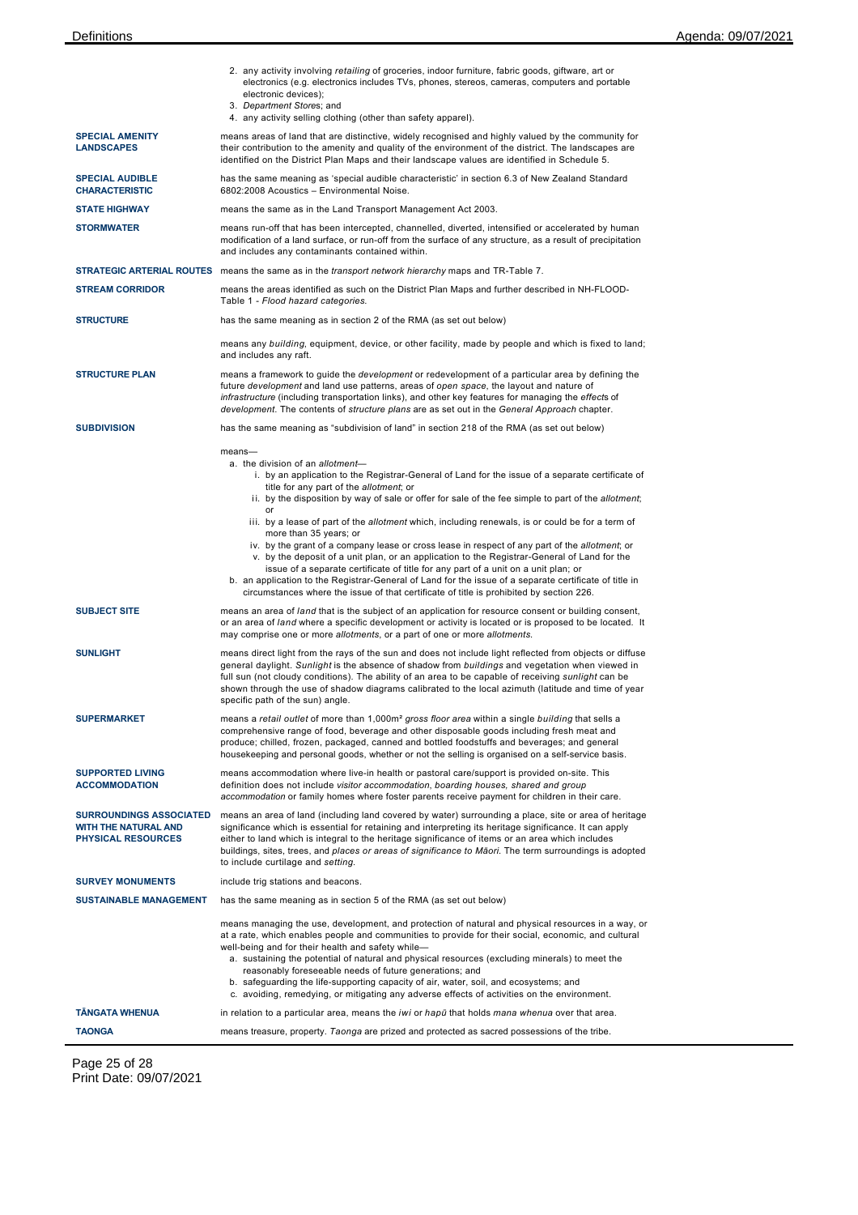2. any activity involving *retailing* of groceries, indoor furniture, fabric goods, giftware, art or electronics (e.g. electronics includes TVs, phones, stereos, cameras, computers and portable electronic devices);
3. *Department Stores*; and
4. any activity selling clothing (other than safety apparel).

**SPECIAL AMENITY LANDSCAPES** means areas of land that are distinctive, widely recognised and highly valued by the community for their contribution to the amenity and quality of the environment of the district. The landscapes are identified on the District Plan Maps and their landscape values are identified in Schedule 5.

**SPECIAL AUDIBLE CHARACTERISTIC** has the same meaning as 'special audible characteristic' in section 6.3 of New Zealand Standard 6802:2008 Acoustics – Environmental Noise.

**STATE HIGHWAY** means the same as in the Land Transport Management Act 2003.

**STORMWATER** means run-off that has been intercepted, channelled, diverted, intensified or accelerated by human modification of a land surface, or run-off from the surface of any structure, as a result of precipitation and includes any contaminants contained within.

**STRATEGIC ARTERIAL ROUTES** means the same as in the *transport network hierarchy* maps and TR-Table 7.

**STREAM CORRIDOR** means the areas identified as such on the District Plan Maps and further described in NH-FLOOD-Table 1 - *Flood hazard categories.*

**STRUCTURE** has the same meaning as in section 2 of the RMA (as set out below)

means any *building*, equipment, device, or other facility, made by people and which is fixed to land; and includes any raft.

**STRUCTURE PLAN** means a framework to guide the *development* or redevelopment of a particular area by defining the future *development* and land use patterns, areas of *open space*, the layout and nature of *infrastructure* (including transportation links), and other key features for managing the *effects* of *development*. The contents of *structure plans* are as set out in the *General Approach* chapter.

**SUBDIVISION** has the same meaning as "subdivision of land" in section 218 of the RMA (as set out below)

means—

a. the division of an *allotment*—
   i. by an application to the Registrar-General of Land for the issue of a separate certificate of title for any part of the *allotment*; or
   ii. by the disposition by way of sale or offer for sale of the fee simple to part of the *allotment*; or
   iii. by a lease of part of the *allotment* which, including renewals, is or could be for a term of more than 35 years; or
   iv. by the grant of a company lease or cross lease in respect of any part of the *allotment*; or
   v. by the deposit of a unit plan, or an application to the Registrar-General of Land for the issue of a separate certificate of title for any part of a unit on a unit plan; or
b. an application to the Registrar-General of Land for the issue of a separate certificate of title in circumstances where the issue of that certificate of title is prohibited by section 226.

**SUBJECT SITE** means an area of *land* that is the subject of an application for resource consent or building consent, or an area of *land* where a specific development or activity is located or is proposed to be located. It may comprise one or more *allotments*, or a part of one or more *allotments*.

**SUNLIGHT** means direct light from the rays of the sun and does not include light reflected from objects or diffuse general daylight. *Sunlight* is the absence of shadow from *buildings* and vegetation when viewed in full sun (not cloudy conditions). The ability of an area to be capable of receiving *sunlight* can be shown through the use of shadow diagrams calibrated to the local azimuth (latitude and time of year specific path of the sun) angle.

**SUPERMARKET** means a *retail outlet* of more than 1,000m² *gross floor area* within a single *building* that sells a comprehensive range of food, beverage and other disposable goods including fresh meat and produce; chilled, frozen, packaged, canned and bottled foodstuffs and beverages; and general housekeeping and personal goods, whether or not the selling is organised on a self-service basis.

**SUPPORTED LIVING ACCOMMODATION** means accommodation where live-in health or pastoral care/support is provided on-site. This definition does not include *visitor accommodation, boarding houses, shared and group accommodation* or family homes where foster parents receive payment for children in their care.

**SURROUNDINGS ASSOCIATED WITH THE NATURAL AND PHYSICAL RESOURCES** means an area of land (including land covered by water) surrounding a place, site or area of heritage significance which is essential for retaining and interpreting its heritage significance. It can apply either to land which is integral to the heritage significance of items or an area which includes buildings, sites, trees, and *places or areas of significance to Māori*. The term surroundings is adopted to include curtilage and *setting*.

**SURVEY MONUMENTS** include trig stations and beacons.

**SUSTAINABLE MANAGEMENT** has the same meaning as in section 5 of the RMA (as set out below)

means managing the use, development, and protection of natural and physical resources in a way, or at a rate, which enables people and communities to provide for their social, economic, and cultural well-being and for their health and safety while—

a. sustaining the potential of natural and physical resources (excluding minerals) to meet the reasonably foreseeable needs of future generations; and
b. safeguarding the life-supporting capacity of air, water, soil, and ecosystems; and
c. avoiding, remedying, or mitigating any adverse effects of activities on the environment.

**TĀNGATA WHENUA** in relation to a particular area, means the *iwi* or *hapū* that holds *mana whenua* over that area.

**TAONGA** means treasure, property. *Taonga* are prized and protected as sacred possessions of the tribe.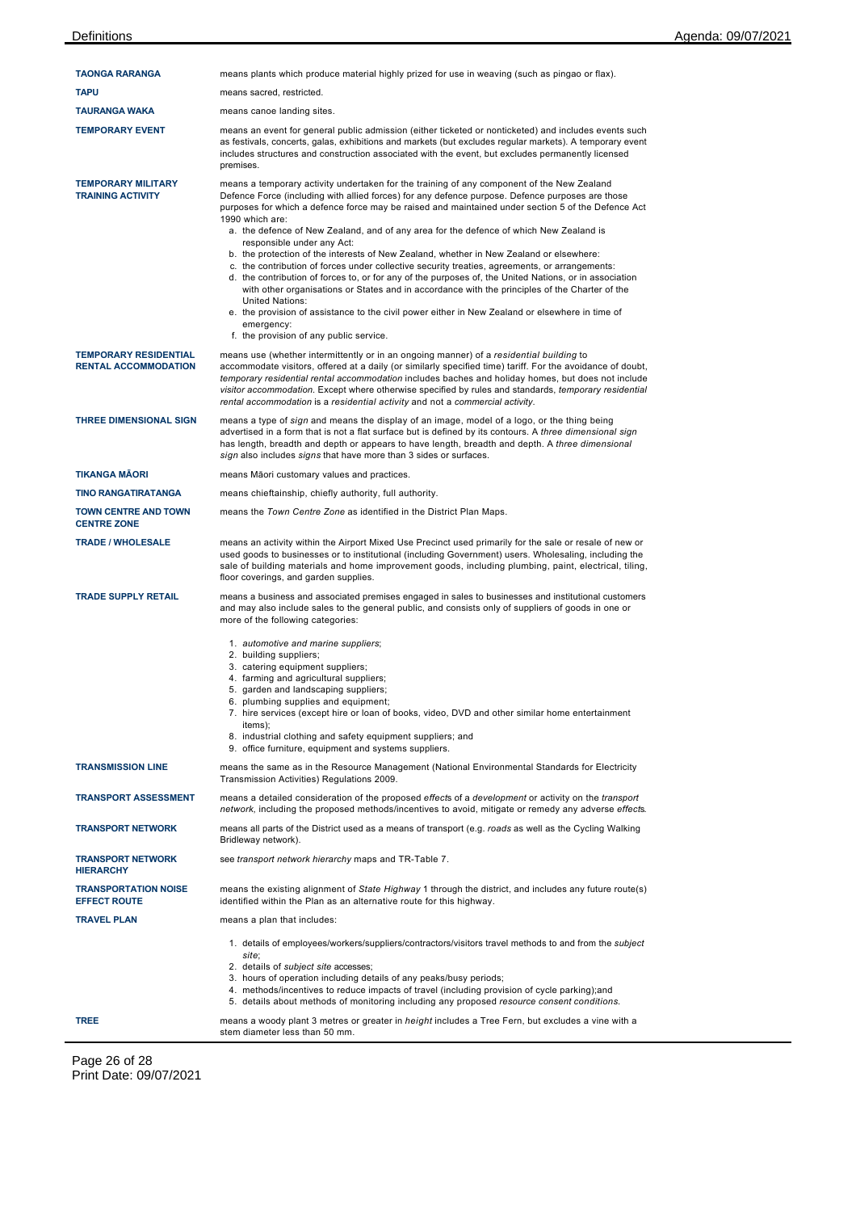| | |
|---|---|
| **TAONGA RARANGA** | means plants which produce material highly prized for use in weaving (such as pingao or flax). |
| **TAPU** | means sacred, restricted. |
| **TAURANGA WAKA** | means canoe landing sites. |
| **TEMPORARY EVENT** | means an event for general public admission (either ticketed or nonticketed) and includes events such as festivals, concerts, galas, exhibitions and markets (but excludes regular markets). A temporary event includes structures and construction associated with the event, but excludes permanently licensed premises. |
| **TEMPORARY MILITARY TRAINING ACTIVITY** | means a temporary activity undertaken for the training of any component of the New Zealand Defence Force (including with allied forces) for any defence purpose. Defence purposes are those purposes for which a defence force may be raised and maintained under section 5 of the Defence Act 1990 which are:<br>a. the defence of New Zealand, and of any area for the defence of which New Zealand is responsible under any Act:<br>b. the protection of the interests of New Zealand, whether in New Zealand or elsewhere:<br>c. the contribution of forces under collective security treaties, agreements, or arrangements:<br>d. the contribution of forces to, or for any of the purposes of, the United Nations, or in association with other organisations or States and in accordance with the principles of the Charter of the United Nations:<br>e. the provision of assistance to the civil power either in New Zealand or elsewhere in time of emergency:<br>f. the provision of any public service. |
| **TEMPORARY RESIDENTIAL RENTAL ACCOMMODATION** | means use (whether intermittently or in an ongoing manner) of a *residential building* to accommodate visitors, offered at a daily (or similarly specified time) tariff. For the avoidance of doubt, *temporary residential rental accommodation* includes baches and holiday homes, but does not include *visitor accommodation*. Except where otherwise specified by rules and standards, *temporary residential rental accommodation* is a *residential activity* and not a *commercial activity*. |
| **THREE DIMENSIONAL SIGN** | means a type of *sign* and means the display of an image, model of a logo, or the thing being advertised in a form that is not a flat surface but is defined by its contours. A *three dimensional sign* has length, breadth and depth or appears to have length, breadth and depth. A *three dimensional sign* also includes *signs* that have more than 3 sides or surfaces. |
| **TIKANGA MĀORI** | means Māori customary values and practices. |
| **TINO RANGATIRATANGA** | means chieftainship, chiefly authority, full authority. |
| **TOWN CENTRE AND TOWN CENTRE ZONE** | means the *Town Centre Zone* as identified in the District Plan Maps. |
| **TRADE / WHOLESALE** | means an activity within the Airport Mixed Use Precinct used primarily for the sale or resale of new or used goods to businesses or to institutional (including Government) users. Wholesaling, including the sale of building materials and home improvement goods, including plumbing, paint, electrical, tiling, floor coverings, and garden supplies. |
| **TRADE SUPPLY RETAIL** | means a business and associated premises engaged in sales to businesses and institutional customers and may also include sales to the general public, and consists only of suppliers of goods in one or more of the following categories:<br>1. *automotive and marine suppliers*;<br>2. building suppliers;<br>3. catering equipment suppliers;<br>4. farming and agricultural suppliers;<br>5. garden and landscaping suppliers;<br>6. plumbing supplies and equipment;<br>7. hire services (except hire or loan of books, video, DVD and other similar home entertainment items);<br>8. industrial clothing and safety equipment suppliers; and<br>9. office furniture, equipment and systems suppliers. |
| **TRANSMISSION LINE** | means the same as in the Resource Management (National Environmental Standards for Electricity Transmission Activities) Regulations 2009. |
| **TRANSPORT ASSESSMENT** | means a detailed consideration of the proposed *effects* of a *development* or activity on the *transport network*, including the proposed methods/incentives to avoid, mitigate or remedy any adverse *effects*. |
| **TRANSPORT NETWORK** | means all parts of the District used as a means of transport (e.g. *roads* as well as the Cycling Walking Bridleway network). |
| **TRANSPORT NETWORK HIERARCHY** | see *transport network hierarchy* maps and TR-Table 7. |
| **TRANSPORTATION NOISE EFFECT ROUTE** | means the existing alignment of *State Highway* 1 through the district, and includes any future route(s) identified within the Plan as an alternative route for this highway. |
| **TRAVEL PLAN** | means a plan that includes:<br>1. details of employees/workers/suppliers/contractors/visitors travel methods to and from the *subject site*;<br>2. details of *subject site* accesses;<br>3. hours of operation including details of any peaks/busy periods;<br>4. methods/incentives to reduce impacts of travel (including provision of cycle parking);and<br>5. details about methods of monitoring including any proposed *resource consent conditions*. |
| **TREE** | means a woody plant 3 metres or greater in *height* includes a Tree Fern, but excludes a vine with a stem diameter less than 50 mm. |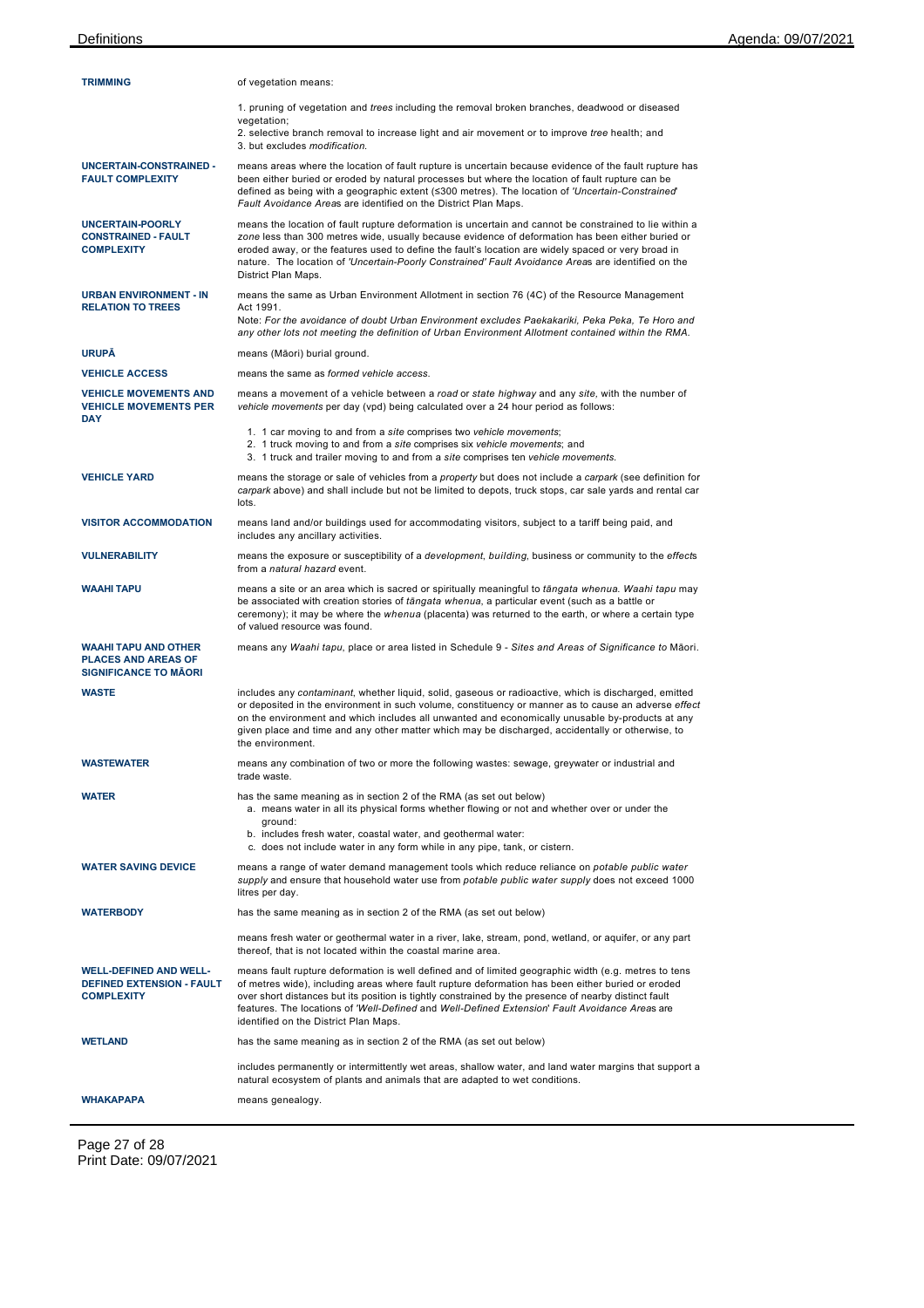| | |
|---|---|
| **TRIMMING** | of vegetation means:<br><br>1. pruning of vegetation and *trees* including the removal broken branches, deadwood or diseased vegetation;<br>2. selective branch removal to increase light and air movement or to improve *tree* health; and<br>3. but excludes *modification*. |
| **UNCERTAIN-CONSTRAINED - FAULT COMPLEXITY** | means areas where the location of fault rupture is uncertain because evidence of the fault rupture has been either buried or eroded by natural processes but where the location of fault rupture can be defined as being with a geographic extent (≤300 metres). The location of *'Uncertain-Constrained' Fault Avoidance Area*s are identified on the District Plan Maps. |
| **UNCERTAIN-POORLY CONSTRAINED - FAULT COMPLEXITY** | means the location of fault rupture deformation is uncertain and cannot be constrained to lie within a *zone* less than 300 metres wide, usually because evidence of deformation has been either buried or eroded away, or the features used to define the fault's location are widely spaced or very broad in nature. The location of *'Uncertain-Poorly Constrained' Fault Avoidance Area*s are identified on the District Plan Maps. |
| **URBAN ENVIRONMENT - IN RELATION TO TREES** | means the same as Urban Environment Allotment in section 76 (4C) of the Resource Management Act 1991.<br>Note: *For the avoidance of doubt Urban Environment excludes Paekakariki, Peka Peka, Te Horo and any other lots not meeting the definition of Urban Environment Allotment contained within the RMA.* |
| **URUPĀ** | means (Māori) burial ground. |
| **VEHICLE ACCESS** | means the same as *formed vehicle access.* |
| **VEHICLE MOVEMENTS AND VEHICLE MOVEMENTS PER DAY** | means a movement of a vehicle between a *road* or *state highway* and any *site*, with the number of *vehicle movements* per day (vpd) being calculated over a 24 hour period as follows:<br><br>1. 1 car moving to and from a *site* comprises two *vehicle movements*;<br>2. 1 truck moving to and from a *site* comprises six *vehicle movements*; and<br>3. 1 truck and trailer moving to and from a *site* comprises ten *vehicle movements*. |
| **VEHICLE YARD** | means the storage or sale of vehicles from a *property* but does not include a *carpark* (see definition for *carpark* above) and shall include but not be limited to depots, truck stops, car sale yards and rental car lots. |
| **VISITOR ACCOMMODATION** | means land and/or buildings used for accommodating visitors, subject to a tariff being paid, and includes any ancillary activities. |
| **VULNERABILITY** | means the exposure or susceptibility of a *development*, *building*, business or community to the *effect*s from a *natural hazard* event. |
| **WAAHI TAPU** | means a site or an area which is sacred or spiritually meaningful to *tāngata whenua*. *Waahi tapu* may be associated with creation stories of *tāngata whenua*, a particular event (such as a battle or ceremony); it may be where the *whenua* (placenta) was returned to the earth, or where a certain type of valued resource was found. |
| **WAAHI TAPU AND OTHER PLACES AND AREAS OF SIGNIFICANCE TO MĀORI** | means any *Waahi tapu*, place or area listed in Schedule 9 - *Sites and Areas of Significance to* Māori. |
| **WASTE** | includes any *contaminant*, whether liquid, solid, gaseous or radioactive, which is discharged, emitted or deposited in the environment in such volume, constituency or manner as to cause an adverse *effect* on the environment and which includes all unwanted and economically unusable by-products at any given place and time and any other matter which may be discharged, accidentally or otherwise, to the environment. |
| **WASTEWATER** | means any combination of two or more the following wastes: sewage, greywater or industrial and trade waste. |
| **WATER** | has the same meaning as in section 2 of the RMA (as set out below)<br>a. means water in all its physical forms whether flowing or not and whether over or under the ground:<br>b. includes fresh water, coastal water, and geothermal water:<br>c. does not include water in any form while in any pipe, tank, or cistern. |
| **WATER SAVING DEVICE** | means a range of water demand management tools which reduce reliance on *potable public water supply* and ensure that household water use from *potable public water supply* does not exceed 1000 litres per day. |
| **WATERBODY** | has the same meaning as in section 2 of the RMA (as set out below)<br><br>means fresh water or geothermal water in a river, lake, stream, pond, wetland, or aquifer, or any part thereof, that is not located within the coastal marine area. |
| **WELL-DEFINED AND WELL-DEFINED EXTENSION - FAULT COMPLEXITY** | means fault rupture deformation is well defined and of limited geographic width (e.g. metres to tens of metres wide), including areas where fault rupture deformation has been either buried or eroded over short distances but its position is tightly constrained by the presence of nearby distinct fault features. The locations of *'Well-Defined* and *Well-Defined Extension' Fault Avoidance Area*s are identified on the District Plan Maps. |
| **WETLAND** | has the same meaning as in section 2 of the RMA (as set out below)<br><br>includes permanently or intermittently wet areas, shallow water, and land water margins that support a natural ecosystem of plants and animals that are adapted to wet conditions. |
| **WHAKAPAPA** | means genealogy. |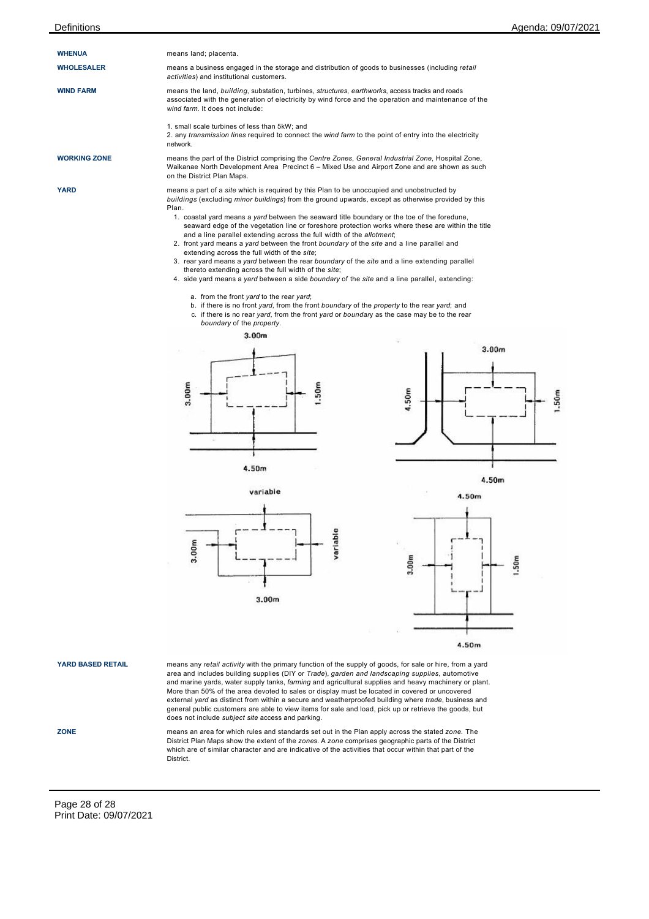**WHENUA** means land; placenta.

**WHOLESALER** means a business engaged in the storage and distribution of goods to businesses (including *retail activities*) and institutional customers.

**WIND FARM** means the land, *building*, substation, turbines, *structures*, *earthworks*, access tracks and roads associated with the generation of electricity by wind force and the operation and maintenance of the *wind farm*. It does not include:

1. small scale turbines of less than 5kW; and
2. any *transmission lines* required to connect the *wind farm* to the point of entry into the electricity network.

**WORKING ZONE** means the part of the District comprising the *Centre Zones*, *General Industrial Zone*, Hospital Zone, Waikanae North Development Area Precinct 6 – Mixed Use and Airport Zone and are shown as such on the District Plan Maps.

**YARD** means a part of a *site* which is required by this Plan to be unoccupied and unobstructed by *buildings* (excluding *minor buildings*) from the ground upwards, except as otherwise provided by this Plan.

1. coastal yard means a *yard* between the seaward title boundary or the toe of the foredune, seaward edge of the vegetation line or foreshore protection works where these are within the title and a line parallel extending across the full width of the *allotment*;
2. front yard means a *yard* between the front *boundary* of the *site* and a line parallel and extending across the full width of the *site*;
3. rear yard means a *yard* between the rear *boundary* of the *site* and a line extending parallel thereto extending across the full width of the *site*;
4. side yard means a *yard* between a side *boundary* of the *site* and a line parallel, extending:
   a. from the front *yard* to the rear *yard*;
   b. if there is no front *yard*, from the front *boundary* of the *property* to the rear *yard*; and
   c. if there is no rear *yard*, from the front *yard* or *boundary* as the case may be to the rear *boundary* of the *property*.

3.00m
3.00m
1.50m
4.50m

3.00m
4.50m
1.50m
4.50m

variable
3.00m
variable
3.00m

4.50m
3.00m
1.50m
4.50m

**YARD BASED RETAIL** means any *retail activity* with the primary function of the supply of goods, for sale or hire, from a yard area and includes building supplies (DIY or *Trade*), *garden and landscaping supplies*, automotive and marine yards, water supply tanks, *farming* and agricultural supplies and heavy machinery or plant. More than 50% of the area devoted to sales or display must be located in covered or uncovered external *yard* as distinct from within a secure and weatherproofed building where *trade*, business and general public customers are able to view items for sale and load, pick up or retrieve the goods, but does not include *subject site* access and parking.

**ZONE** means an area for which rules and standards set out in the Plan apply across the stated *zone*. The District Plan Maps show the extent of the *zone*s. A *zone* comprises geographic parts of the District which are of similar character and are indicative of the activities that occur within that part of the District.